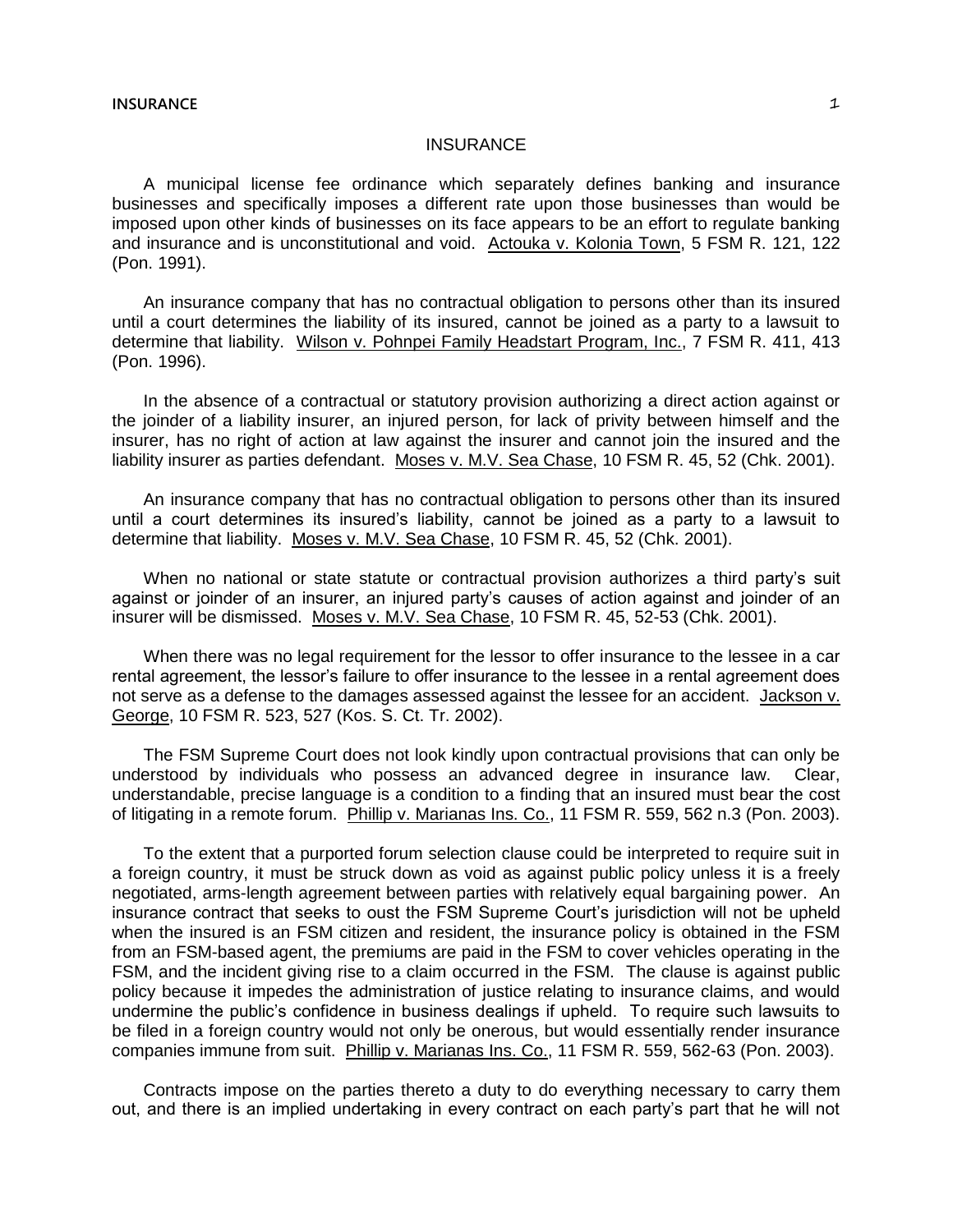# INSURANCE

A municipal license fee ordinance which separately defines banking and insurance businesses and specifically imposes a different rate upon those businesses than would be imposed upon other kinds of businesses on its face appears to be an effort to regulate banking and insurance and is unconstitutional and void. Actouka v. Kolonia Town, 5 FSM R. 121, 122 (Pon. 1991).

An insurance company that has no contractual obligation to persons other than its insured until a court determines the liability of its insured, cannot be joined as a party to a lawsuit to determine that liability. Wilson v. Pohnpei Family Headstart Program, Inc., 7 FSM R. 411, 413 (Pon. 1996).

In the absence of a contractual or statutory provision authorizing a direct action against or the joinder of a liability insurer, an injured person, for lack of privity between himself and the insurer, has no right of action at law against the insurer and cannot join the insured and the liability insurer as parties defendant. Moses v. M.V. Sea Chase, 10 FSM R. 45, 52 (Chk. 2001).

An insurance company that has no contractual obligation to persons other than its insured until a court determines its insured's liability, cannot be joined as a party to a lawsuit to determine that liability. Moses v. M.V. Sea Chase, 10 FSM R. 45, 52 (Chk. 2001).

When no national or state statute or contractual provision authorizes a third party's suit against or joinder of an insurer, an injured party's causes of action against and joinder of an insurer will be dismissed. Moses v. M.V. Sea Chase, 10 FSM R. 45, 52-53 (Chk. 2001).

When there was no legal requirement for the lessor to offer insurance to the lessee in a car rental agreement, the lessor's failure to offer insurance to the lessee in a rental agreement does not serve as a defense to the damages assessed against the lessee for an accident. Jackson v. George, 10 FSM R. 523, 527 (Kos. S. Ct. Tr. 2002).

The FSM Supreme Court does not look kindly upon contractual provisions that can only be understood by individuals who possess an advanced degree in insurance law. Clear, understandable, precise language is a condition to a finding that an insured must bear the cost of litigating in a remote forum. Phillip v. Marianas Ins. Co., 11 FSM R. 559, 562 n.3 (Pon. 2003).

To the extent that a purported forum selection clause could be interpreted to require suit in a foreign country, it must be struck down as void as against public policy unless it is a freely negotiated, arms-length agreement between parties with relatively equal bargaining power. An insurance contract that seeks to oust the FSM Supreme Court's jurisdiction will not be upheld when the insured is an FSM citizen and resident, the insurance policy is obtained in the FSM from an FSM-based agent, the premiums are paid in the FSM to cover vehicles operating in the FSM, and the incident giving rise to a claim occurred in the FSM. The clause is against public policy because it impedes the administration of justice relating to insurance claims, and would undermine the public's confidence in business dealings if upheld. To require such lawsuits to be filed in a foreign country would not only be onerous, but would essentially render insurance companies immune from suit. Phillip v. Marianas Ins. Co., 11 FSM R. 559, 562-63 (Pon. 2003).

Contracts impose on the parties thereto a duty to do everything necessary to carry them out, and there is an implied undertaking in every contract on each party's part that he will not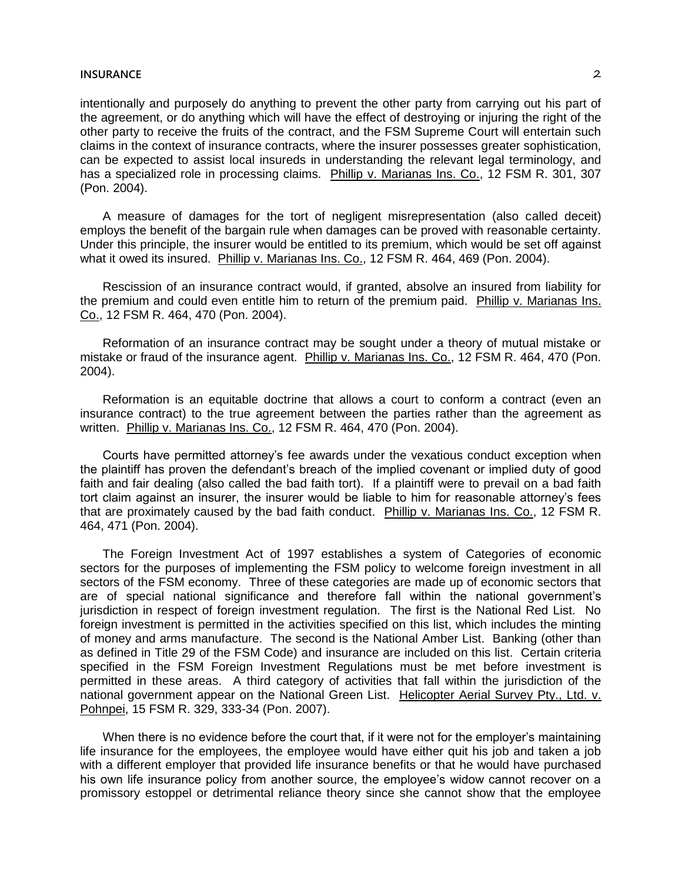intentionally and purposely do anything to prevent the other party from carrying out his part of the agreement, or do anything which will have the effect of destroying or injuring the right of the other party to receive the fruits of the contract, and the FSM Supreme Court will entertain such claims in the context of insurance contracts, where the insurer possesses greater sophistication, can be expected to assist local insureds in understanding the relevant legal terminology, and has a specialized role in processing claims. Phillip v. Marianas Ins. Co., 12 FSM R. 301, 307 (Pon. 2004).

A measure of damages for the tort of negligent misrepresentation (also called deceit) employs the benefit of the bargain rule when damages can be proved with reasonable certainty. Under this principle, the insurer would be entitled to its premium, which would be set off against what it owed its insured. Phillip v. Marianas Ins. Co., 12 FSM R. 464, 469 (Pon. 2004).

Rescission of an insurance contract would, if granted, absolve an insured from liability for the premium and could even entitle him to return of the premium paid. Phillip v. Marianas Ins. Co., 12 FSM R. 464, 470 (Pon. 2004).

Reformation of an insurance contract may be sought under a theory of mutual mistake or mistake or fraud of the insurance agent. Phillip v. Marianas Ins. Co., 12 FSM R. 464, 470 (Pon. 2004).

Reformation is an equitable doctrine that allows a court to conform a contract (even an insurance contract) to the true agreement between the parties rather than the agreement as written. Phillip v. Marianas Ins. Co., 12 FSM R. 464, 470 (Pon. 2004).

Courts have permitted attorney's fee awards under the vexatious conduct exception when the plaintiff has proven the defendant's breach of the implied covenant or implied duty of good faith and fair dealing (also called the bad faith tort). If a plaintiff were to prevail on a bad faith tort claim against an insurer, the insurer would be liable to him for reasonable attorney's fees that are proximately caused by the bad faith conduct. Phillip v. Marianas Ins. Co., 12 FSM R. 464, 471 (Pon. 2004).

The Foreign Investment Act of 1997 establishes a system of Categories of economic sectors for the purposes of implementing the FSM policy to welcome foreign investment in all sectors of the FSM economy. Three of these categories are made up of economic sectors that are of special national significance and therefore fall within the national government's jurisdiction in respect of foreign investment regulation. The first is the National Red List. No foreign investment is permitted in the activities specified on this list, which includes the minting of money and arms manufacture. The second is the National Amber List. Banking (other than as defined in Title 29 of the FSM Code) and insurance are included on this list. Certain criteria specified in the FSM Foreign Investment Regulations must be met before investment is permitted in these areas. A third category of activities that fall within the jurisdiction of the national government appear on the National Green List. Helicopter Aerial Survey Pty., Ltd. v. Pohnpei, 15 FSM R. 329, 333-34 (Pon. 2007).

When there is no evidence before the court that, if it were not for the employer's maintaining life insurance for the employees, the employee would have either quit his job and taken a job with a different employer that provided life insurance benefits or that he would have purchased his own life insurance policy from another source, the employee's widow cannot recover on a promissory estoppel or detrimental reliance theory since she cannot show that the employee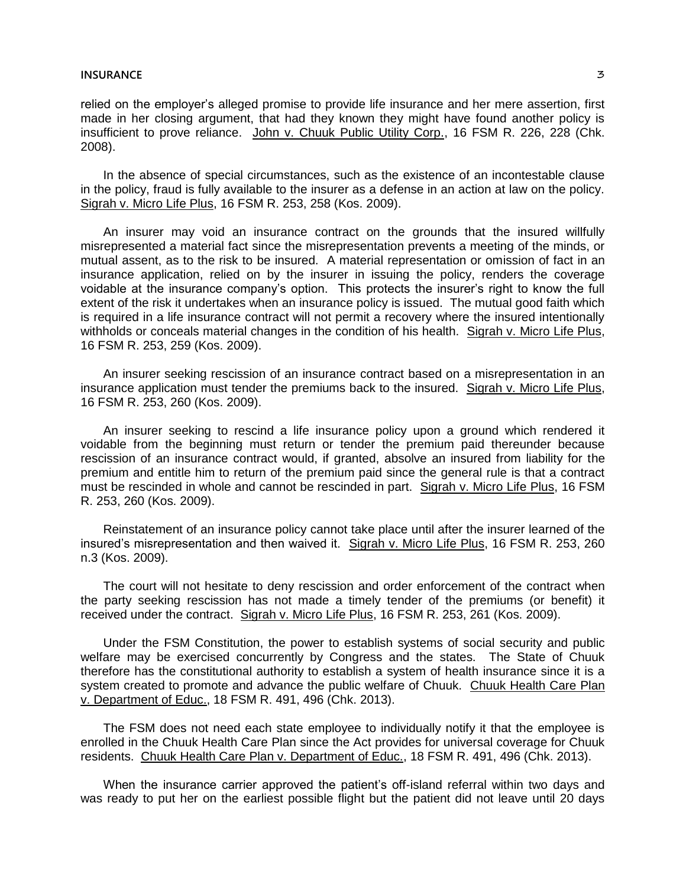relied on the employer's alleged promise to provide life insurance and her mere assertion, first made in her closing argument, that had they known they might have found another policy is insufficient to prove reliance. John v. Chuuk Public Utility Corp., 16 FSM R. 226, 228 (Chk. 2008).

In the absence of special circumstances, such as the existence of an incontestable clause in the policy, fraud is fully available to the insurer as a defense in an action at law on the policy. Sigrah v. Micro Life Plus, 16 FSM R. 253, 258 (Kos. 2009).

An insurer may void an insurance contract on the grounds that the insured willfully misrepresented a material fact since the misrepresentation prevents a meeting of the minds, or mutual assent, as to the risk to be insured. A material representation or omission of fact in an insurance application, relied on by the insurer in issuing the policy, renders the coverage voidable at the insurance company's option. This protects the insurer's right to know the full extent of the risk it undertakes when an insurance policy is issued. The mutual good faith which is required in a life insurance contract will not permit a recovery where the insured intentionally withholds or conceals material changes in the condition of his health. Sigrah v. Micro Life Plus, 16 FSM R. 253, 259 (Kos. 2009).

An insurer seeking rescission of an insurance contract based on a misrepresentation in an insurance application must tender the premiums back to the insured. Sigrah v. Micro Life Plus, 16 FSM R. 253, 260 (Kos. 2009).

An insurer seeking to rescind a life insurance policy upon a ground which rendered it voidable from the beginning must return or tender the premium paid thereunder because rescission of an insurance contract would, if granted, absolve an insured from liability for the premium and entitle him to return of the premium paid since the general rule is that a contract must be rescinded in whole and cannot be rescinded in part. Sigrah v. Micro Life Plus, 16 FSM R. 253, 260 (Kos. 2009).

Reinstatement of an insurance policy cannot take place until after the insurer learned of the insured's misrepresentation and then waived it. Sigrah v. Micro Life Plus, 16 FSM R. 253, 260 n.3 (Kos. 2009).

The court will not hesitate to deny rescission and order enforcement of the contract when the party seeking rescission has not made a timely tender of the premiums (or benefit) it received under the contract. Sigrah v. Micro Life Plus, 16 FSM R. 253, 261 (Kos. 2009).

Under the FSM Constitution, the power to establish systems of social security and public welfare may be exercised concurrently by Congress and the states. The State of Chuuk therefore has the constitutional authority to establish a system of health insurance since it is a system created to promote and advance the public welfare of Chuuk. Chuuk Health Care Plan v. Department of Educ., 18 FSM R. 491, 496 (Chk. 2013).

The FSM does not need each state employee to individually notify it that the employee is enrolled in the Chuuk Health Care Plan since the Act provides for universal coverage for Chuuk residents. Chuuk Health Care Plan v. Department of Educ., 18 FSM R. 491, 496 (Chk. 2013).

When the insurance carrier approved the patient's off-island referral within two days and was ready to put her on the earliest possible flight but the patient did not leave until 20 days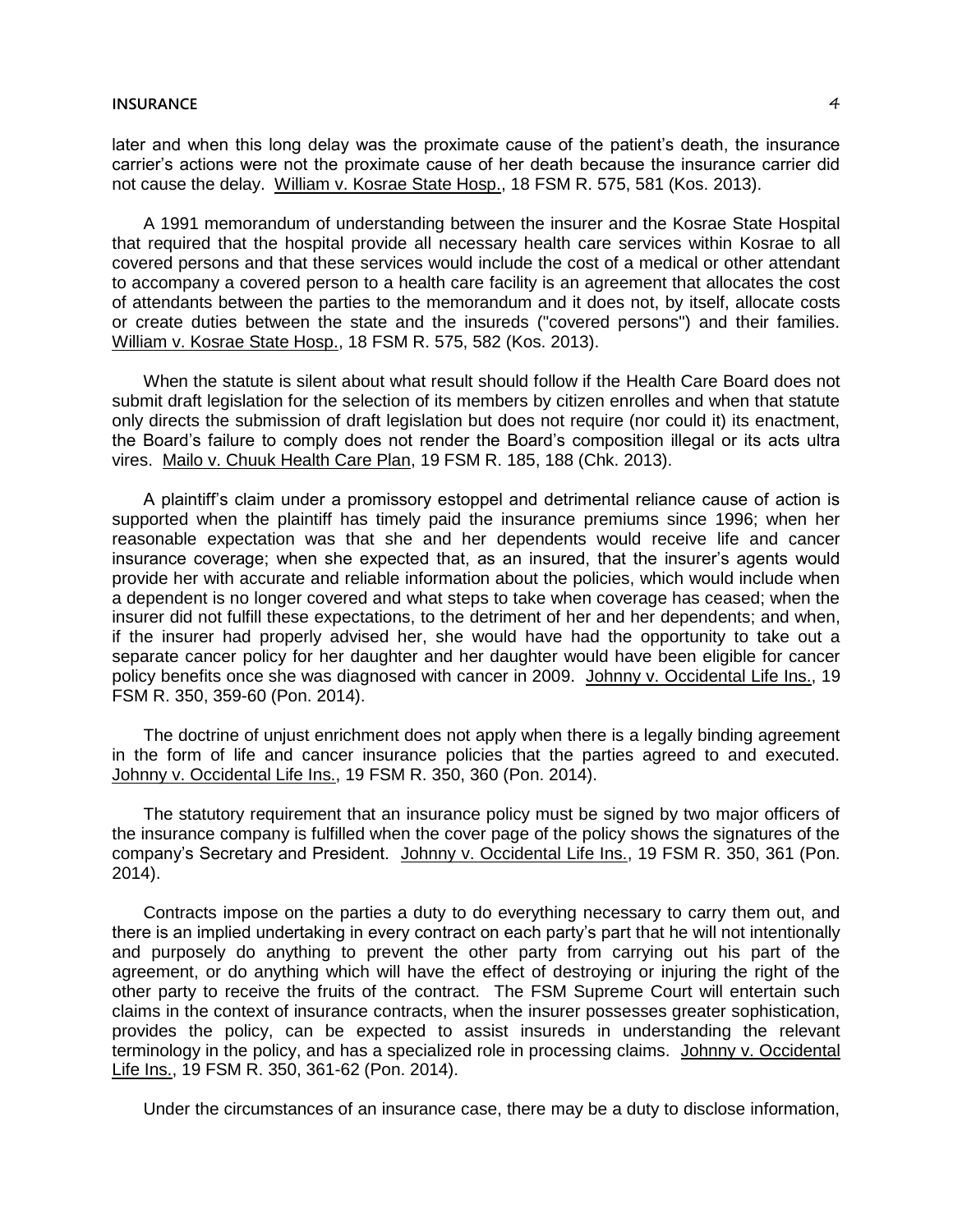later and when this long delay was the proximate cause of the patient's death, the insurance carrier's actions were not the proximate cause of her death because the insurance carrier did not cause the delay. William v. Kosrae State Hosp., 18 FSM R. 575, 581 (Kos. 2013).

A 1991 memorandum of understanding between the insurer and the Kosrae State Hospital that required that the hospital provide all necessary health care services within Kosrae to all covered persons and that these services would include the cost of a medical or other attendant to accompany a covered person to a health care facility is an agreement that allocates the cost of attendants between the parties to the memorandum and it does not, by itself, allocate costs or create duties between the state and the insureds ("covered persons") and their families. William v. Kosrae State Hosp., 18 FSM R. 575, 582 (Kos. 2013).

When the statute is silent about what result should follow if the Health Care Board does not submit draft legislation for the selection of its members by citizen enrolles and when that statute only directs the submission of draft legislation but does not require (nor could it) its enactment, the Board's failure to comply does not render the Board's composition illegal or its acts ultra vires. Mailo v. Chuuk Health Care Plan, 19 FSM R. 185, 188 (Chk. 2013).

A plaintiff's claim under a promissory estoppel and detrimental reliance cause of action is supported when the plaintiff has timely paid the insurance premiums since 1996; when her reasonable expectation was that she and her dependents would receive life and cancer insurance coverage; when she expected that, as an insured, that the insurer's agents would provide her with accurate and reliable information about the policies, which would include when a dependent is no longer covered and what steps to take when coverage has ceased; when the insurer did not fulfill these expectations, to the detriment of her and her dependents; and when, if the insurer had properly advised her, she would have had the opportunity to take out a separate cancer policy for her daughter and her daughter would have been eligible for cancer policy benefits once she was diagnosed with cancer in 2009. Johnny v. Occidental Life Ins., 19 FSM R. 350, 359-60 (Pon. 2014).

The doctrine of unjust enrichment does not apply when there is a legally binding agreement in the form of life and cancer insurance policies that the parties agreed to and executed. Johnny v. Occidental Life Ins., 19 FSM R. 350, 360 (Pon. 2014).

The statutory requirement that an insurance policy must be signed by two major officers of the insurance company is fulfilled when the cover page of the policy shows the signatures of the company's Secretary and President. Johnny v. Occidental Life Ins., 19 FSM R. 350, 361 (Pon. 2014).

Contracts impose on the parties a duty to do everything necessary to carry them out, and there is an implied undertaking in every contract on each party's part that he will not intentionally and purposely do anything to prevent the other party from carrying out his part of the agreement, or do anything which will have the effect of destroying or injuring the right of the other party to receive the fruits of the contract. The FSM Supreme Court will entertain such claims in the context of insurance contracts, when the insurer possesses greater sophistication, provides the policy, can be expected to assist insureds in understanding the relevant terminology in the policy, and has a specialized role in processing claims. Johnny v. Occidental Life Ins., 19 FSM R. 350, 361-62 (Pon. 2014).

Under the circumstances of an insurance case, there may be a duty to disclose information,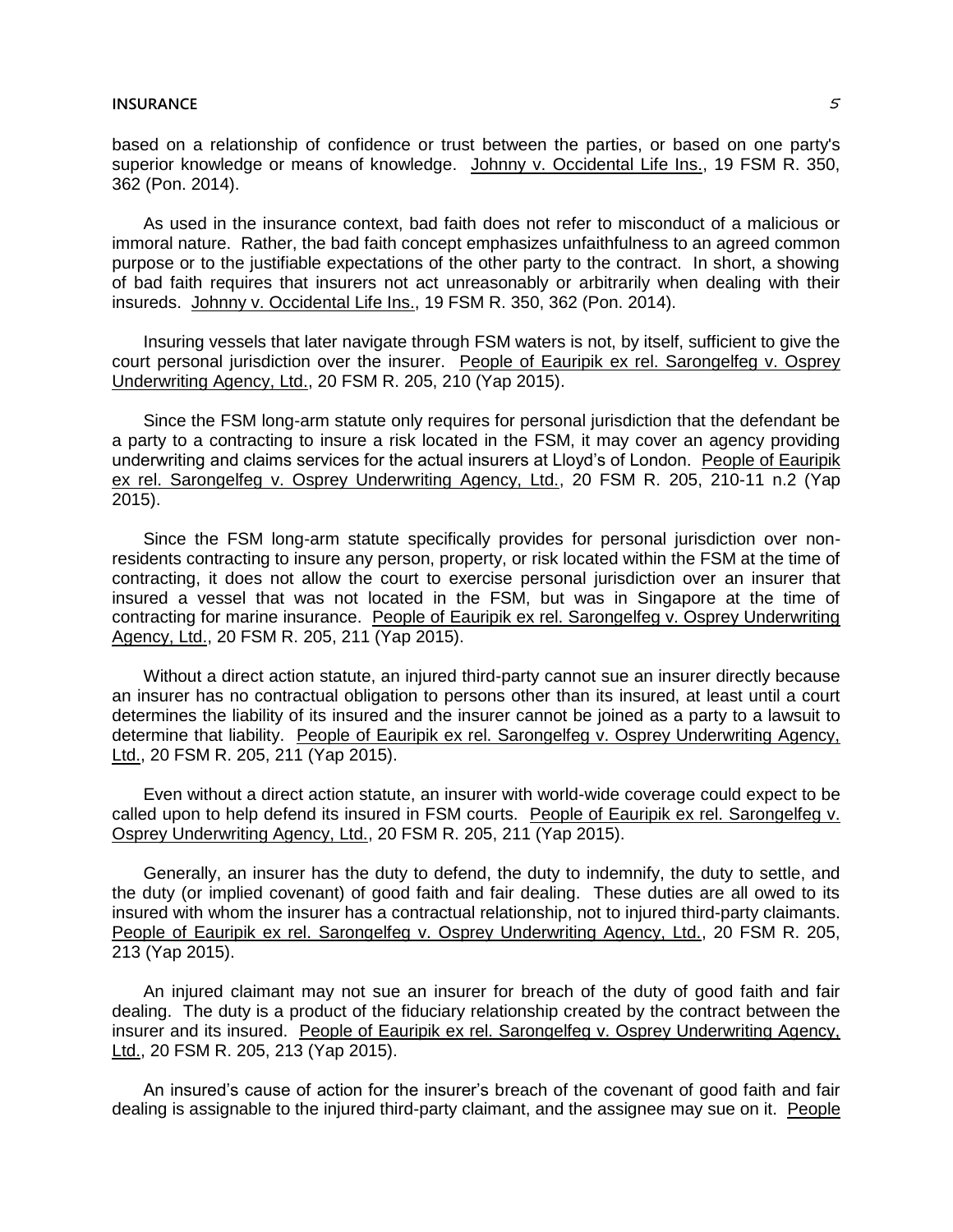based on a relationship of confidence or trust between the parties, or based on one party's superior knowledge or means of knowledge. Johnny v. Occidental Life Ins., 19 FSM R. 350, 362 (Pon. 2014).

As used in the insurance context, bad faith does not refer to misconduct of a malicious or immoral nature. Rather, the bad faith concept emphasizes unfaithfulness to an agreed common purpose or to the justifiable expectations of the other party to the contract. In short, a showing of bad faith requires that insurers not act unreasonably or arbitrarily when dealing with their insureds. Johnny v. Occidental Life Ins., 19 FSM R. 350, 362 (Pon. 2014).

Insuring vessels that later navigate through FSM waters is not, by itself, sufficient to give the court personal jurisdiction over the insurer. People of Eauripik ex rel. Sarongelfeg v. Osprey Underwriting Agency, Ltd., 20 FSM R. 205, 210 (Yap 2015).

Since the FSM long-arm statute only requires for personal jurisdiction that the defendant be a party to a contracting to insure a risk located in the FSM, it may cover an agency providing underwriting and claims services for the actual insurers at Lloyd's of London. People of Eauripik ex rel. Sarongelfeg v. Osprey Underwriting Agency, Ltd., 20 FSM R. 205, 210-11 n.2 (Yap 2015).

Since the FSM long-arm statute specifically provides for personal jurisdiction over non-residents contracting to insure any person, property, or risk located within the FSM at the time of contracting, it does not allow the court to exercise personal jurisdiction over an insurer that insured a vessel that was not located in the FSM, but was in Singapore at the time of contracting for marine insurance. People of Eauripik ex rel. Sarongelfeg v. Osprey Underwriting Agency, Ltd., 20 FSM R. 205, 211 (Yap 2015).

Without a direct action statute, an injured third-party cannot sue an insurer directly because an insurer has no contractual obligation to persons other than its insured, at least until a court determines the liability of its insured and the insurer cannot be joined as a party to a lawsuit to determine that liability. People of Eauripik ex rel. Sarongelfeg v. Osprey Underwriting Agency, Ltd., 20 FSM R. 205, 211 (Yap 2015).

Even without a direct action statute, an insurer with world-wide coverage could expect to be called upon to help defend its insured in FSM courts. People of Eauripik ex rel. Sarongelfeg v. Osprey Underwriting Agency, Ltd., 20 FSM R. 205, 211 (Yap 2015).

Generally, an insurer has the duty to defend, the duty to indemnify, the duty to settle, and the duty (or implied covenant) of good faith and fair dealing. These duties are all owed to its insured with whom the insurer has a contractual relationship, not to injured third-party claimants. People of Eauripik ex rel. Sarongelfeg v. Osprey Underwriting Agency, Ltd., 20 FSM R. 205, 213 (Yap 2015).

An injured claimant may not sue an insurer for breach of the duty of good faith and fair dealing. The duty is a product of the fiduciary relationship created by the contract between the insurer and its insured. People of Eauripik ex rel. Sarongelfeg v. Osprey Underwriting Agency, Ltd., 20 FSM R. 205, 213 (Yap 2015).

An insured's cause of action for the insurer's breach of the covenant of good faith and fair dealing is assignable to the injured third-party claimant, and the assignee may sue on it. People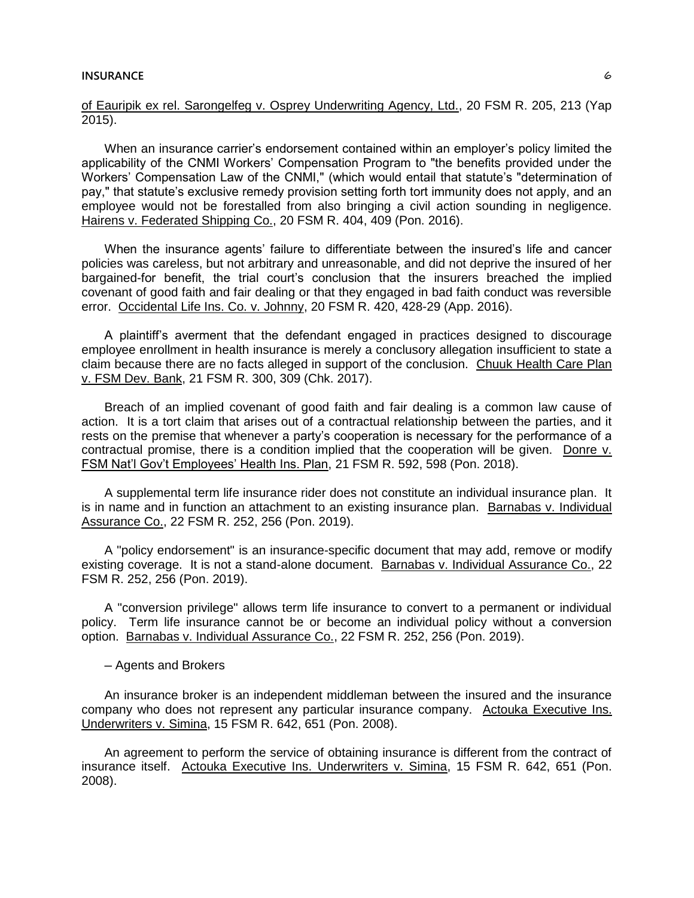of Eauripik ex rel. Sarongelfeg v. Osprey Underwriting Agency, Ltd., 20 FSM R. 205, 213 (Yap 2015).

When an insurance carrier's endorsement contained within an employer's policy limited the applicability of the CNMI Workers' Compensation Program to "the benefits provided under the Workers' Compensation Law of the CNMI," (which would entail that statute's "determination of pay," that statute's exclusive remedy provision setting forth tort immunity does not apply, and an employee would not be forestalled from also bringing a civil action sounding in negligence. Hairens v. Federated Shipping Co., 20 FSM R. 404, 409 (Pon. 2016).

When the insurance agents' failure to differentiate between the insured's life and cancer policies was careless, but not arbitrary and unreasonable, and did not deprive the insured of her bargained-for benefit, the trial court's conclusion that the insurers breached the implied covenant of good faith and fair dealing or that they engaged in bad faith conduct was reversible error. Occidental Life Ins. Co. v. Johnny, 20 FSM R. 420, 428-29 (App. 2016).

A plaintiff's averment that the defendant engaged in practices designed to discourage employee enrollment in health insurance is merely a conclusory allegation insufficient to state a claim because there are no facts alleged in support of the conclusion. Chuuk Health Care Plan v. FSM Dev. Bank, 21 FSM R. 300, 309 (Chk. 2017).

Breach of an implied covenant of good faith and fair dealing is a common law cause of action. It is a tort claim that arises out of a contractual relationship between the parties, and it rests on the premise that whenever a party's cooperation is necessary for the performance of a contractual promise, there is a condition implied that the cooperation will be given. Donre v. FSM Nat'l Gov't Employees' Health Ins. Plan, 21 FSM R. 592, 598 (Pon. 2018).

A supplemental term life insurance rider does not constitute an individual insurance plan. It is in name and in function an attachment to an existing insurance plan. Barnabas v. Individual Assurance Co., 22 FSM R. 252, 256 (Pon. 2019).

A "policy endorsement" is an insurance-specific document that may add, remove or modify existing coverage. It is not a stand-alone document. Barnabas v. Individual Assurance Co., 22 FSM R. 252, 256 (Pon. 2019).

A "conversion privilege" allows term life insurance to convert to a permanent or individual policy. Term life insurance cannot be or become an individual policy without a conversion option. Barnabas v. Individual Assurance Co., 22 FSM R. 252, 256 (Pon. 2019).

– Agents and Brokers

An insurance broker is an independent middleman between the insured and the insurance company who does not represent any particular insurance company. Actouka Executive Ins. Underwriters v. Simina, 15 FSM R. 642, 651 (Pon. 2008).

An agreement to perform the service of obtaining insurance is different from the contract of insurance itself. Actouka Executive Ins. Underwriters v. Simina, 15 FSM R. 642, 651 (Pon. 2008).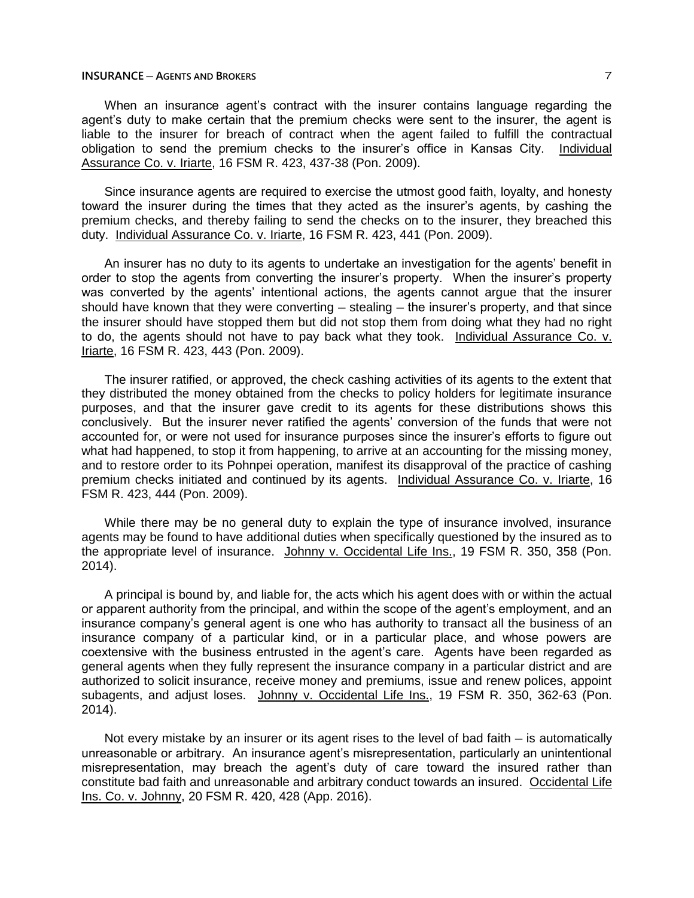When an insurance agent's contract with the insurer contains language regarding the agent's duty to make certain that the premium checks were sent to the insurer, the agent is liable to the insurer for breach of contract when the agent failed to fulfill the contractual obligation to send the premium checks to the insurer's office in Kansas City. Individual Assurance Co. v. Iriarte, 16 FSM R. 423, 437-38 (Pon. 2009).

Since insurance agents are required to exercise the utmost good faith, loyalty, and honesty toward the insurer during the times that they acted as the insurer's agents, by cashing the premium checks, and thereby failing to send the checks on to the insurer, they breached this duty. Individual Assurance Co. v. Iriarte, 16 FSM R. 423, 441 (Pon. 2009).

An insurer has no duty to its agents to undertake an investigation for the agents' benefit in order to stop the agents from converting the insurer's property. When the insurer's property was converted by the agents' intentional actions, the agents cannot argue that the insurer should have known that they were converting – stealing – the insurer's property, and that since the insurer should have stopped them but did not stop them from doing what they had no right to do, the agents should not have to pay back what they took. Individual Assurance Co. v. Iriarte, 16 FSM R. 423, 443 (Pon. 2009).

The insurer ratified, or approved, the check cashing activities of its agents to the extent that they distributed the money obtained from the checks to policy holders for legitimate insurance purposes, and that the insurer gave credit to its agents for these distributions shows this conclusively. But the insurer never ratified the agents' conversion of the funds that were not accounted for, or were not used for insurance purposes since the insurer's efforts to figure out what had happened, to stop it from happening, to arrive at an accounting for the missing money, and to restore order to its Pohnpei operation, manifest its disapproval of the practice of cashing premium checks initiated and continued by its agents. Individual Assurance Co. v. Iriarte, 16 FSM R. 423, 444 (Pon. 2009).

While there may be no general duty to explain the type of insurance involved, insurance agents may be found to have additional duties when specifically questioned by the insured as to the appropriate level of insurance. Johnny v. Occidental Life Ins., 19 FSM R. 350, 358 (Pon. 2014).

A principal is bound by, and liable for, the acts which his agent does with or within the actual or apparent authority from the principal, and within the scope of the agent's employment, and an insurance company's general agent is one who has authority to transact all the business of an insurance company of a particular kind, or in a particular place, and whose powers are coextensive with the business entrusted in the agent's care. Agents have been regarded as general agents when they fully represent the insurance company in a particular district and are authorized to solicit insurance, receive money and premiums, issue and renew polices, appoint subagents, and adjust loses. Johnny v. Occidental Life Ins., 19 FSM R. 350, 362-63 (Pon. 2014).

Not every mistake by an insurer or its agent rises to the level of bad faith – is automatically unreasonable or arbitrary. An insurance agent's misrepresentation, particularly an unintentional misrepresentation, may breach the agent's duty of care toward the insured rather than constitute bad faith and unreasonable and arbitrary conduct towards an insured. Occidental Life Ins. Co. v. Johnny, 20 FSM R. 420, 428 (App. 2016).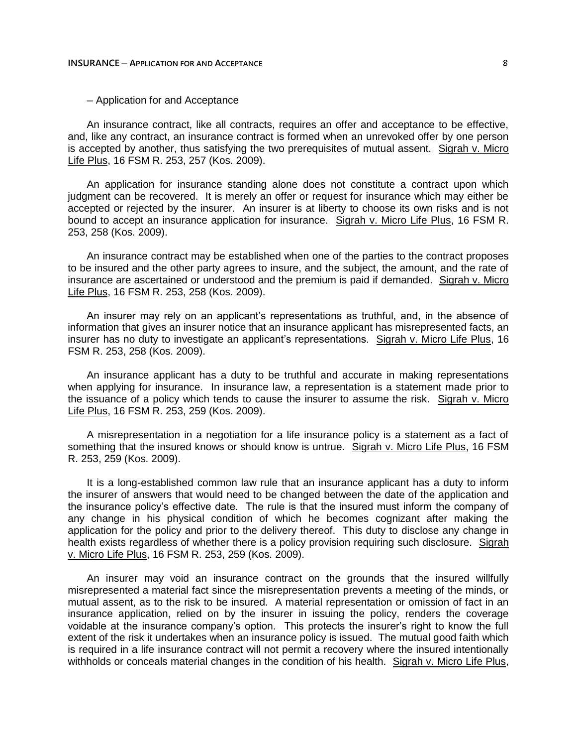– Application for and Acceptance

An insurance contract, like all contracts, requires an offer and acceptance to be effective, and, like any contract, an insurance contract is formed when an unrevoked offer by one person is accepted by another, thus satisfying the two prerequisites of mutual assent. Sigrah v. Micro Life Plus, 16 FSM R. 253, 257 (Kos. 2009).

An application for insurance standing alone does not constitute a contract upon which judgment can be recovered. It is merely an offer or request for insurance which may either be accepted or rejected by the insurer. An insurer is at liberty to choose its own risks and is not bound to accept an insurance application for insurance. Sigrah v. Micro Life Plus, 16 FSM R. 253, 258 (Kos. 2009).

An insurance contract may be established when one of the parties to the contract proposes to be insured and the other party agrees to insure, and the subject, the amount, and the rate of insurance are ascertained or understood and the premium is paid if demanded. Sigrah v. Micro Life Plus, 16 FSM R. 253, 258 (Kos. 2009).

An insurer may rely on an applicant's representations as truthful, and, in the absence of information that gives an insurer notice that an insurance applicant has misrepresented facts, an insurer has no duty to investigate an applicant's representations. Sigrah v. Micro Life Plus, 16 FSM R. 253, 258 (Kos. 2009).

An insurance applicant has a duty to be truthful and accurate in making representations when applying for insurance. In insurance law, a representation is a statement made prior to the issuance of a policy which tends to cause the insurer to assume the risk. Sigrah v. Micro Life Plus, 16 FSM R. 253, 259 (Kos. 2009).

A misrepresentation in a negotiation for a life insurance policy is a statement as a fact of something that the insured knows or should know is untrue. Sigrah v. Micro Life Plus, 16 FSM R. 253, 259 (Kos. 2009).

It is a long-established common law rule that an insurance applicant has a duty to inform the insurer of answers that would need to be changed between the date of the application and the insurance policy's effective date. The rule is that the insured must inform the company of any change in his physical condition of which he becomes cognizant after making the application for the policy and prior to the delivery thereof. This duty to disclose any change in health exists regardless of whether there is a policy provision requiring such disclosure. Sigrah v. Micro Life Plus, 16 FSM R. 253, 259 (Kos. 2009).

An insurer may void an insurance contract on the grounds that the insured willfully misrepresented a material fact since the misrepresentation prevents a meeting of the minds, or mutual assent, as to the risk to be insured. A material representation or omission of fact in an insurance application, relied on by the insurer in issuing the policy, renders the coverage voidable at the insurance company's option. This protects the insurer's right to know the full extent of the risk it undertakes when an insurance policy is issued. The mutual good faith which is required in a life insurance contract will not permit a recovery where the insured intentionally withholds or conceals material changes in the condition of his health. Sigrah v. Micro Life Plus,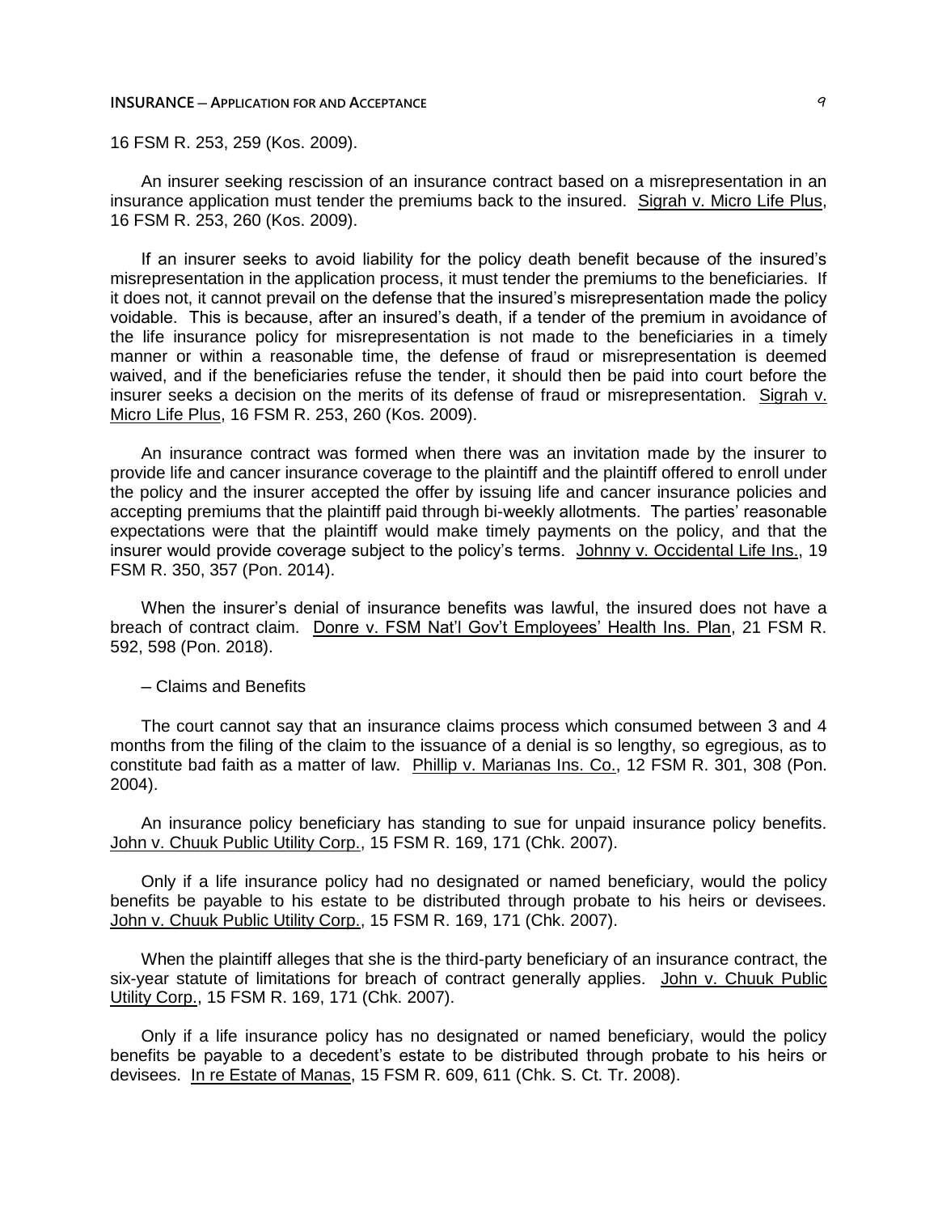16 FSM R. 253, 259 (Kos. 2009).

An insurer seeking rescission of an insurance contract based on a misrepresentation in an insurance application must tender the premiums back to the insured. Sigrah v. Micro Life Plus, 16 FSM R. 253, 260 (Kos. 2009).

If an insurer seeks to avoid liability for the policy death benefit because of the insured's misrepresentation in the application process, it must tender the premiums to the beneficiaries. If it does not, it cannot prevail on the defense that the insured's misrepresentation made the policy voidable. This is because, after an insured's death, if a tender of the premium in avoidance of the life insurance policy for misrepresentation is not made to the beneficiaries in a timely manner or within a reasonable time, the defense of fraud or misrepresentation is deemed waived, and if the beneficiaries refuse the tender, it should then be paid into court before the insurer seeks a decision on the merits of its defense of fraud or misrepresentation. Sigrah v. Micro Life Plus, 16 FSM R. 253, 260 (Kos. 2009).

An insurance contract was formed when there was an invitation made by the insurer to provide life and cancer insurance coverage to the plaintiff and the plaintiff offered to enroll under the policy and the insurer accepted the offer by issuing life and cancer insurance policies and accepting premiums that the plaintiff paid through bi-weekly allotments. The parties' reasonable expectations were that the plaintiff would make timely payments on the policy, and that the insurer would provide coverage subject to the policy's terms. Johnny v. Occidental Life Ins., 19 FSM R. 350, 357 (Pon. 2014).

When the insurer's denial of insurance benefits was lawful, the insured does not have a breach of contract claim. Donre v. FSM Nat'l Gov't Employees' Health Ins. Plan, 21 FSM R. 592, 598 (Pon. 2018).

– Claims and Benefits

The court cannot say that an insurance claims process which consumed between 3 and 4 months from the filing of the claim to the issuance of a denial is so lengthy, so egregious, as to constitute bad faith as a matter of law. Phillip v. Marianas Ins. Co., 12 FSM R. 301, 308 (Pon. 2004).

An insurance policy beneficiary has standing to sue for unpaid insurance policy benefits. John v. Chuuk Public Utility Corp., 15 FSM R. 169, 171 (Chk. 2007).

Only if a life insurance policy had no designated or named beneficiary, would the policy benefits be payable to his estate to be distributed through probate to his heirs or devisees. John v. Chuuk Public Utility Corp., 15 FSM R. 169, 171 (Chk. 2007).

When the plaintiff alleges that she is the third-party beneficiary of an insurance contract, the six-year statute of limitations for breach of contract generally applies. John v. Chuuk Public Utility Corp., 15 FSM R. 169, 171 (Chk. 2007).

Only if a life insurance policy has no designated or named beneficiary, would the policy benefits be payable to a decedent's estate to be distributed through probate to his heirs or devisees. In re Estate of Manas, 15 FSM R. 609, 611 (Chk. S. Ct. Tr. 2008).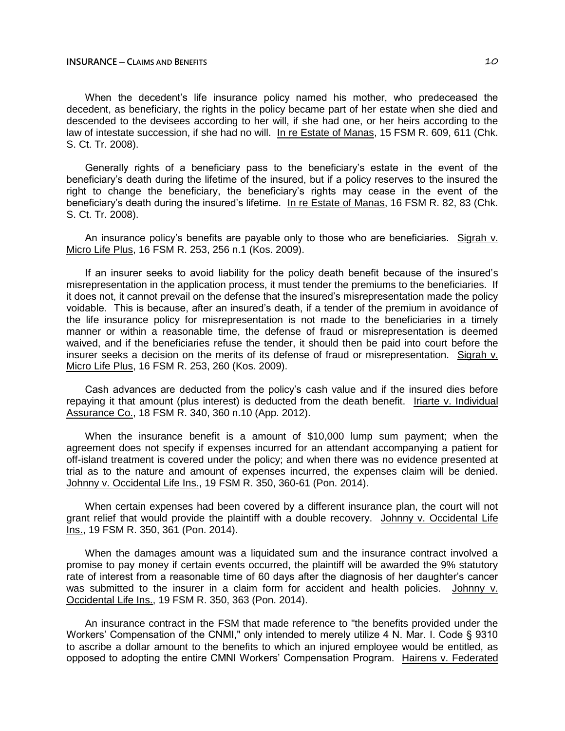When the decedent's life insurance policy named his mother, who predeceased the decedent, as beneficiary, the rights in the policy became part of her estate when she died and descended to the devisees according to her will, if she had one, or her heirs according to the law of intestate succession, if she had no will. In re Estate of Manas, 15 FSM R. 609, 611 (Chk. S. Ct. Tr. 2008).

Generally rights of a beneficiary pass to the beneficiary's estate in the event of the beneficiary's death during the lifetime of the insured, but if a policy reserves to the insured the right to change the beneficiary, the beneficiary's rights may cease in the event of the beneficiary's death during the insured's lifetime. In re Estate of Manas, 16 FSM R. 82, 83 (Chk. S. Ct. Tr. 2008).

An insurance policy's benefits are payable only to those who are beneficiaries. Sigrah v. Micro Life Plus, 16 FSM R. 253, 256 n.1 (Kos. 2009).

If an insurer seeks to avoid liability for the policy death benefit because of the insured's misrepresentation in the application process, it must tender the premiums to the beneficiaries. If it does not, it cannot prevail on the defense that the insured's misrepresentation made the policy voidable. This is because, after an insured's death, if a tender of the premium in avoidance of the life insurance policy for misrepresentation is not made to the beneficiaries in a timely manner or within a reasonable time, the defense of fraud or misrepresentation is deemed waived, and if the beneficiaries refuse the tender, it should then be paid into court before the insurer seeks a decision on the merits of its defense of fraud or misrepresentation. Sigrah v. Micro Life Plus, 16 FSM R. 253, 260 (Kos. 2009).

Cash advances are deducted from the policy's cash value and if the insured dies before repaying it that amount (plus interest) is deducted from the death benefit. Iriarte v. Individual Assurance Co., 18 FSM R. 340, 360 n.10 (App. 2012).

When the insurance benefit is a amount of $10,000 lump sum payment; when the agreement does not specify if expenses incurred for an attendant accompanying a patient for off-island treatment is covered under the policy; and when there was no evidence presented at trial as to the nature and amount of expenses incurred, the expenses claim will be denied. Johnny v. Occidental Life Ins., 19 FSM R. 350, 360-61 (Pon. 2014).

When certain expenses had been covered by a different insurance plan, the court will not grant relief that would provide the plaintiff with a double recovery. Johnny v. Occidental Life Ins., 19 FSM R. 350, 361 (Pon. 2014).

When the damages amount was a liquidated sum and the insurance contract involved a promise to pay money if certain events occurred, the plaintiff will be awarded the 9% statutory rate of interest from a reasonable time of 60 days after the diagnosis of her daughter's cancer was submitted to the insurer in a claim form for accident and health policies. Johnny v. Occidental Life Ins., 19 FSM R. 350, 363 (Pon. 2014).

An insurance contract in the FSM that made reference to "the benefits provided under the Workers' Compensation of the CNMI," only intended to merely utilize 4 N. Mar. I. Code § 9310 to ascribe a dollar amount to the benefits to which an injured employee would be entitled, as opposed to adopting the entire CMNI Workers' Compensation Program. Hairens v. Federated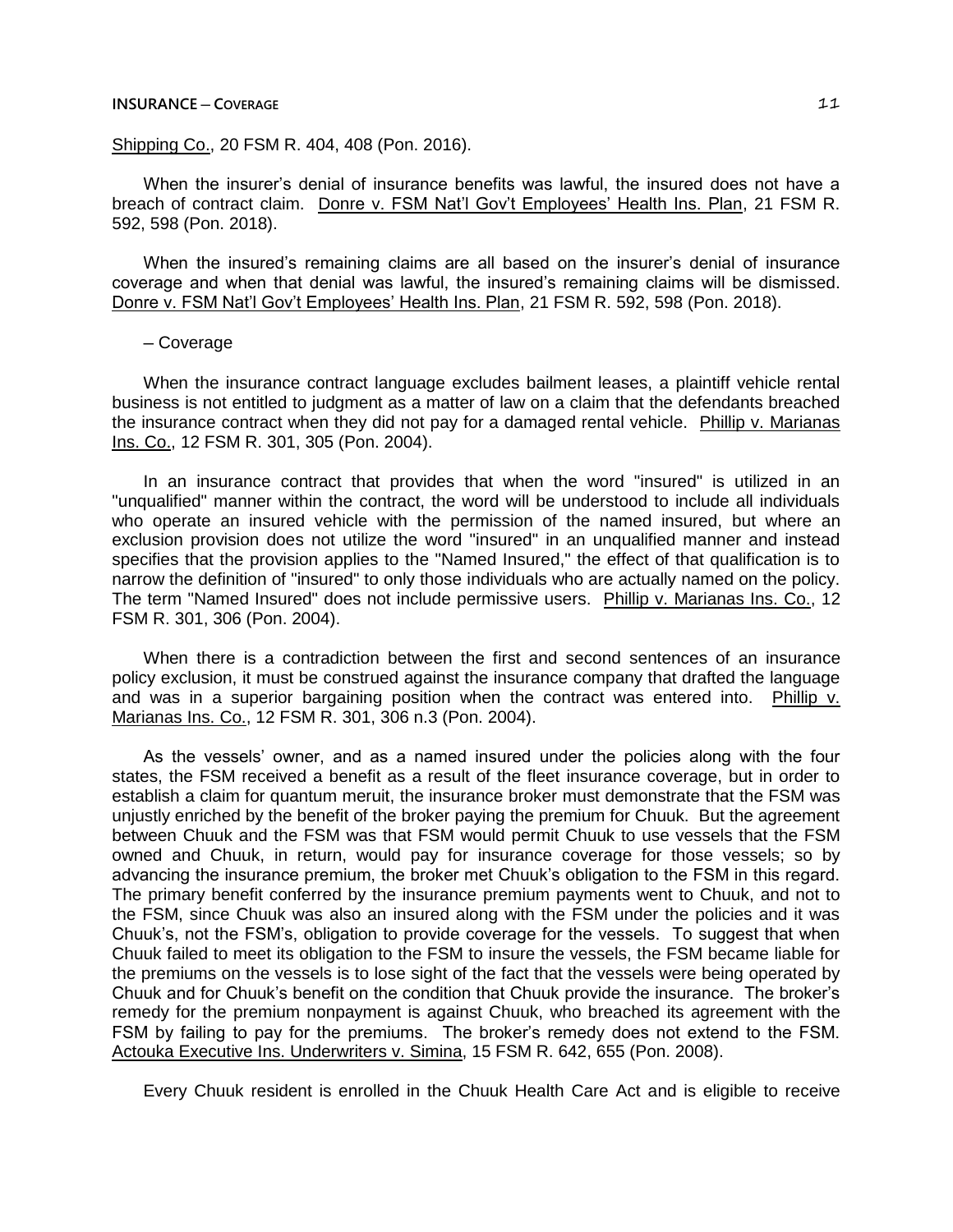Shipping Co., 20 FSM R. 404, 408 (Pon. 2016).

When the insurer's denial of insurance benefits was lawful, the insured does not have a breach of contract claim. Donre v. FSM Nat'l Gov't Employees' Health Ins. Plan, 21 FSM R. 592, 598 (Pon. 2018).

When the insured's remaining claims are all based on the insurer's denial of insurance coverage and when that denial was lawful, the insured's remaining claims will be dismissed. Donre v. FSM Nat'l Gov't Employees' Health Ins. Plan, 21 FSM R. 592, 598 (Pon. 2018).

– Coverage

When the insurance contract language excludes bailment leases, a plaintiff vehicle rental business is not entitled to judgment as a matter of law on a claim that the defendants breached the insurance contract when they did not pay for a damaged rental vehicle. Phillip v. Marianas Ins. Co., 12 FSM R. 301, 305 (Pon. 2004).

In an insurance contract that provides that when the word "insured" is utilized in an "unqualified" manner within the contract, the word will be understood to include all individuals who operate an insured vehicle with the permission of the named insured, but where an exclusion provision does not utilize the word "insured" in an unqualified manner and instead specifies that the provision applies to the "Named Insured," the effect of that qualification is to narrow the definition of "insured" to only those individuals who are actually named on the policy. The term "Named Insured" does not include permissive users. Phillip v. Marianas Ins. Co., 12 FSM R. 301, 306 (Pon. 2004).

When there is a contradiction between the first and second sentences of an insurance policy exclusion, it must be construed against the insurance company that drafted the language and was in a superior bargaining position when the contract was entered into. Phillip v. Marianas Ins. Co., 12 FSM R. 301, 306 n.3 (Pon. 2004).

As the vessels' owner, and as a named insured under the policies along with the four states, the FSM received a benefit as a result of the fleet insurance coverage, but in order to establish a claim for quantum meruit, the insurance broker must demonstrate that the FSM was unjustly enriched by the benefit of the broker paying the premium for Chuuk. But the agreement between Chuuk and the FSM was that FSM would permit Chuuk to use vessels that the FSM owned and Chuuk, in return, would pay for insurance coverage for those vessels; so by advancing the insurance premium, the broker met Chuuk's obligation to the FSM in this regard. The primary benefit conferred by the insurance premium payments went to Chuuk, and not to the FSM, since Chuuk was also an insured along with the FSM under the policies and it was Chuuk's, not the FSM's, obligation to provide coverage for the vessels. To suggest that when Chuuk failed to meet its obligation to the FSM to insure the vessels, the FSM became liable for the premiums on the vessels is to lose sight of the fact that the vessels were being operated by Chuuk and for Chuuk's benefit on the condition that Chuuk provide the insurance. The broker's remedy for the premium nonpayment is against Chuuk, who breached its agreement with the FSM by failing to pay for the premiums. The broker's remedy does not extend to the FSM. Actouka Executive Ins. Underwriters v. Simina, 15 FSM R. 642, 655 (Pon. 2008).

Every Chuuk resident is enrolled in the Chuuk Health Care Act and is eligible to receive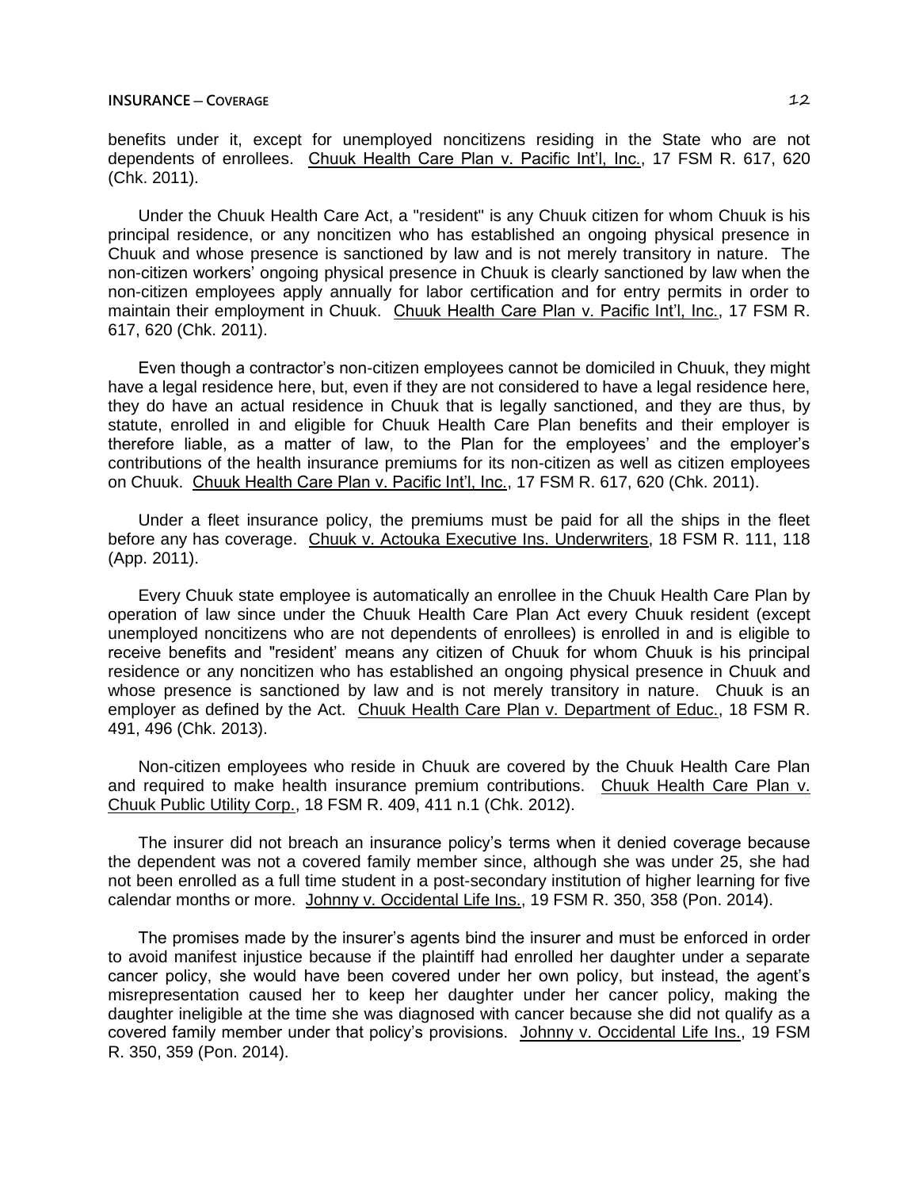benefits under it, except for unemployed noncitizens residing in the State who are not dependents of enrollees. Chuuk Health Care Plan v. Pacific Int'l, Inc., 17 FSM R. 617, 620 (Chk. 2011).

Under the Chuuk Health Care Act, a "resident" is any Chuuk citizen for whom Chuuk is his principal residence, or any noncitizen who has established an ongoing physical presence in Chuuk and whose presence is sanctioned by law and is not merely transitory in nature. The non-citizen workers' ongoing physical presence in Chuuk is clearly sanctioned by law when the non-citizen employees apply annually for labor certification and for entry permits in order to maintain their employment in Chuuk. Chuuk Health Care Plan v. Pacific Int'l, Inc., 17 FSM R. 617, 620 (Chk. 2011).

Even though a contractor's non-citizen employees cannot be domiciled in Chuuk, they might have a legal residence here, but, even if they are not considered to have a legal residence here, they do have an actual residence in Chuuk that is legally sanctioned, and they are thus, by statute, enrolled in and eligible for Chuuk Health Care Plan benefits and their employer is therefore liable, as a matter of law, to the Plan for the employees' and the employer's contributions of the health insurance premiums for its non-citizen as well as citizen employees on Chuuk. Chuuk Health Care Plan v. Pacific Int'l, Inc., 17 FSM R. 617, 620 (Chk. 2011).

Under a fleet insurance policy, the premiums must be paid for all the ships in the fleet before any has coverage. Chuuk v. Actouka Executive Ins. Underwriters, 18 FSM R. 111, 118 (App. 2011).

Every Chuuk state employee is automatically an enrollee in the Chuuk Health Care Plan by operation of law since under the Chuuk Health Care Plan Act every Chuuk resident (except unemployed noncitizens who are not dependents of enrollees) is enrolled in and is eligible to receive benefits and "resident' means any citizen of Chuuk for whom Chuuk is his principal residence or any noncitizen who has established an ongoing physical presence in Chuuk and whose presence is sanctioned by law and is not merely transitory in nature. Chuuk is an employer as defined by the Act. Chuuk Health Care Plan v. Department of Educ., 18 FSM R. 491, 496 (Chk. 2013).

Non-citizen employees who reside in Chuuk are covered by the Chuuk Health Care Plan and required to make health insurance premium contributions. Chuuk Health Care Plan v. Chuuk Public Utility Corp., 18 FSM R. 409, 411 n.1 (Chk. 2012).

The insurer did not breach an insurance policy's terms when it denied coverage because the dependent was not a covered family member since, although she was under 25, she had not been enrolled as a full time student in a post-secondary institution of higher learning for five calendar months or more. Johnny v. Occidental Life Ins., 19 FSM R. 350, 358 (Pon. 2014).

The promises made by the insurer's agents bind the insurer and must be enforced in order to avoid manifest injustice because if the plaintiff had enrolled her daughter under a separate cancer policy, she would have been covered under her own policy, but instead, the agent's misrepresentation caused her to keep her daughter under her cancer policy, making the daughter ineligible at the time she was diagnosed with cancer because she did not qualify as a covered family member under that policy's provisions. Johnny v. Occidental Life Ins., 19 FSM R. 350, 359 (Pon. 2014).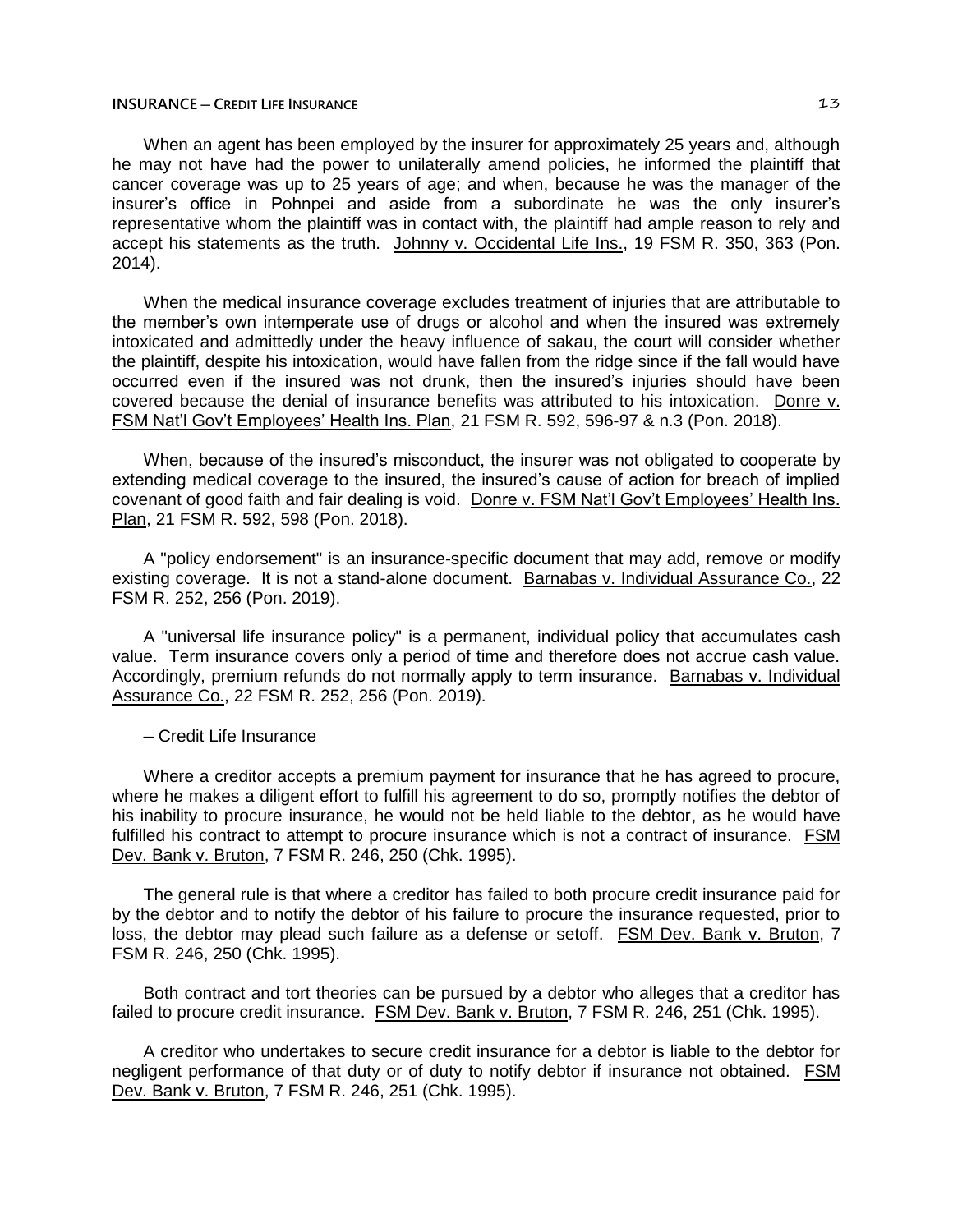When an agent has been employed by the insurer for approximately 25 years and, although he may not have had the power to unilaterally amend policies, he informed the plaintiff that cancer coverage was up to 25 years of age; and when, because he was the manager of the insurer's office in Pohnpei and aside from a subordinate he was the only insurer's representative whom the plaintiff was in contact with, the plaintiff had ample reason to rely and accept his statements as the truth. Johnny v. Occidental Life Ins., 19 FSM R. 350, 363 (Pon. 2014).

When the medical insurance coverage excludes treatment of injuries that are attributable to the member's own intemperate use of drugs or alcohol and when the insured was extremely intoxicated and admittedly under the heavy influence of sakau, the court will consider whether the plaintiff, despite his intoxication, would have fallen from the ridge since if the fall would have occurred even if the insured was not drunk, then the insured's injuries should have been covered because the denial of insurance benefits was attributed to his intoxication. Donre v. FSM Nat'l Gov't Employees' Health Ins. Plan, 21 FSM R. 592, 596-97 & n.3 (Pon. 2018).

When, because of the insured's misconduct, the insurer was not obligated to cooperate by extending medical coverage to the insured, the insured's cause of action for breach of implied covenant of good faith and fair dealing is void. Donre v. FSM Nat'l Gov't Employees' Health Ins. Plan, 21 FSM R. 592, 598 (Pon. 2018).

A "policy endorsement" is an insurance-specific document that may add, remove or modify existing coverage. It is not a stand-alone document. Barnabas v. Individual Assurance Co., 22 FSM R. 252, 256 (Pon. 2019).

A "universal life insurance policy" is a permanent, individual policy that accumulates cash value. Term insurance covers only a period of time and therefore does not accrue cash value. Accordingly, premium refunds do not normally apply to term insurance. Barnabas v. Individual Assurance Co., 22 FSM R. 252, 256 (Pon. 2019).

– Credit Life Insurance

Where a creditor accepts a premium payment for insurance that he has agreed to procure, where he makes a diligent effort to fulfill his agreement to do so, promptly notifies the debtor of his inability to procure insurance, he would not be held liable to the debtor, as he would have fulfilled his contract to attempt to procure insurance which is not a contract of insurance. FSM Dev. Bank v. Bruton, 7 FSM R. 246, 250 (Chk. 1995).

The general rule is that where a creditor has failed to both procure credit insurance paid for by the debtor and to notify the debtor of his failure to procure the insurance requested, prior to loss, the debtor may plead such failure as a defense or setoff. FSM Dev. Bank v. Bruton, 7 FSM R. 246, 250 (Chk. 1995).

Both contract and tort theories can be pursued by a debtor who alleges that a creditor has failed to procure credit insurance. FSM Dev. Bank v. Bruton, 7 FSM R. 246, 251 (Chk. 1995).

A creditor who undertakes to secure credit insurance for a debtor is liable to the debtor for negligent performance of that duty or of duty to notify debtor if insurance not obtained. FSM Dev. Bank v. Bruton, 7 FSM R. 246, 251 (Chk. 1995).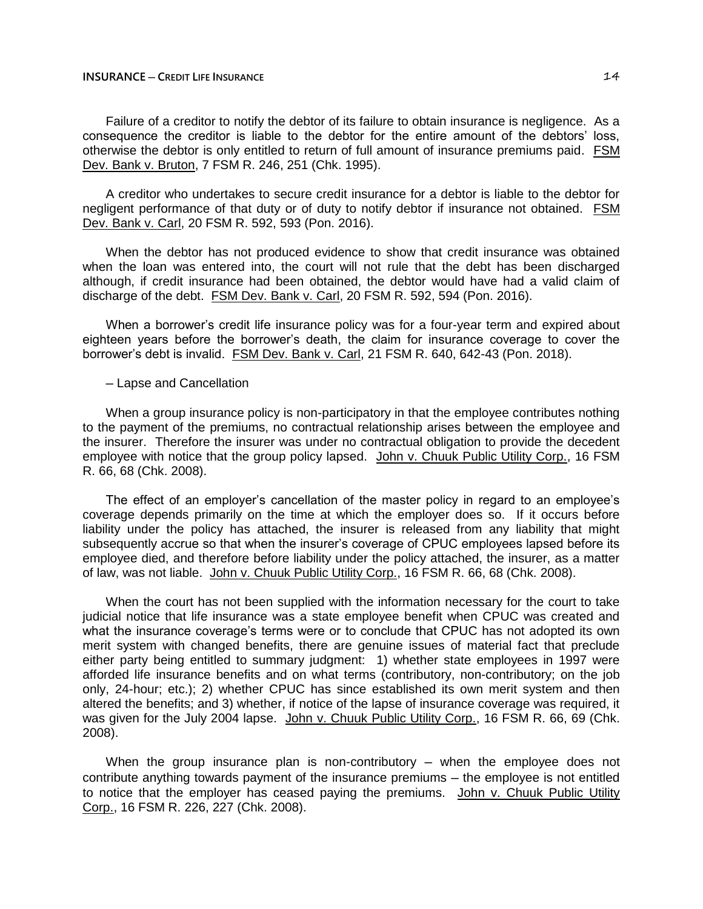Failure of a creditor to notify the debtor of its failure to obtain insurance is negligence. As a consequence the creditor is liable to the debtor for the entire amount of the debtors' loss, otherwise the debtor is only entitled to return of full amount of insurance premiums paid. FSM Dev. Bank v. Bruton, 7 FSM R. 246, 251 (Chk. 1995).

A creditor who undertakes to secure credit insurance for a debtor is liable to the debtor for negligent performance of that duty or of duty to notify debtor if insurance not obtained. FSM Dev. Bank v. Carl, 20 FSM R. 592, 593 (Pon. 2016).

When the debtor has not produced evidence to show that credit insurance was obtained when the loan was entered into, the court will not rule that the debt has been discharged although, if credit insurance had been obtained, the debtor would have had a valid claim of discharge of the debt. FSM Dev. Bank v. Carl, 20 FSM R. 592, 594 (Pon. 2016).

When a borrower's credit life insurance policy was for a four-year term and expired about eighteen years before the borrower's death, the claim for insurance coverage to cover the borrower's debt is invalid. FSM Dev. Bank v. Carl, 21 FSM R. 640, 642-43 (Pon. 2018).

– Lapse and Cancellation

When a group insurance policy is non-participatory in that the employee contributes nothing to the payment of the premiums, no contractual relationship arises between the employee and the insurer. Therefore the insurer was under no contractual obligation to provide the decedent employee with notice that the group policy lapsed. John v. Chuuk Public Utility Corp., 16 FSM R. 66, 68 (Chk. 2008).

The effect of an employer's cancellation of the master policy in regard to an employee's coverage depends primarily on the time at which the employer does so. If it occurs before liability under the policy has attached, the insurer is released from any liability that might subsequently accrue so that when the insurer's coverage of CPUC employees lapsed before its employee died, and therefore before liability under the policy attached, the insurer, as a matter of law, was not liable. John v. Chuuk Public Utility Corp., 16 FSM R. 66, 68 (Chk. 2008).

When the court has not been supplied with the information necessary for the court to take judicial notice that life insurance was a state employee benefit when CPUC was created and what the insurance coverage's terms were or to conclude that CPUC has not adopted its own merit system with changed benefits, there are genuine issues of material fact that preclude either party being entitled to summary judgment: 1) whether state employees in 1997 were afforded life insurance benefits and on what terms (contributory, non-contributory; on the job only, 24-hour; etc.); 2) whether CPUC has since established its own merit system and then altered the benefits; and 3) whether, if notice of the lapse of insurance coverage was required, it was given for the July 2004 lapse. John v. Chuuk Public Utility Corp., 16 FSM R. 66, 69 (Chk. 2008).

When the group insurance plan is non-contributory – when the employee does not contribute anything towards payment of the insurance premiums – the employee is not entitled to notice that the employer has ceased paying the premiums. John v. Chuuk Public Utility Corp., 16 FSM R. 226, 227 (Chk. 2008).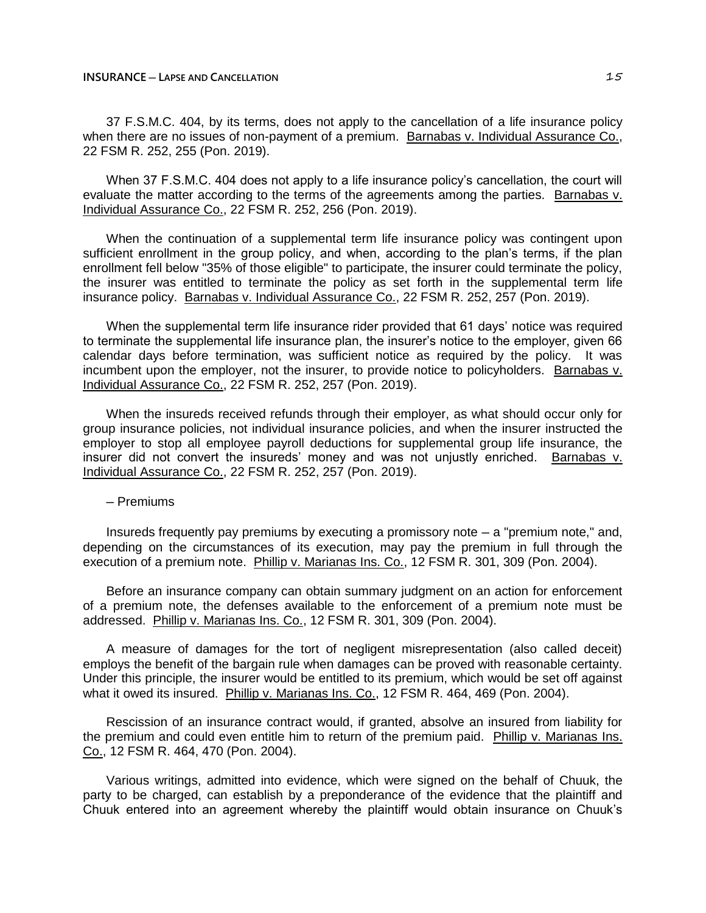37 F.S.M.C. 404, by its terms, does not apply to the cancellation of a life insurance policy when there are no issues of non-payment of a premium. Barnabas v. Individual Assurance Co., 22 FSM R. 252, 255 (Pon. 2019).

When 37 F.S.M.C. 404 does not apply to a life insurance policy's cancellation, the court will evaluate the matter according to the terms of the agreements among the parties. Barnabas v. Individual Assurance Co., 22 FSM R. 252, 256 (Pon. 2019).

When the continuation of a supplemental term life insurance policy was contingent upon sufficient enrollment in the group policy, and when, according to the plan's terms, if the plan enrollment fell below "35% of those eligible" to participate, the insurer could terminate the policy, the insurer was entitled to terminate the policy as set forth in the supplemental term life insurance policy. Barnabas v. Individual Assurance Co., 22 FSM R. 252, 257 (Pon. 2019).

When the supplemental term life insurance rider provided that 61 days' notice was required to terminate the supplemental life insurance plan, the insurer's notice to the employer, given 66 calendar days before termination, was sufficient notice as required by the policy. It was incumbent upon the employer, not the insurer, to provide notice to policyholders. Barnabas v. Individual Assurance Co., 22 FSM R. 252, 257 (Pon. 2019).

When the insureds received refunds through their employer, as what should occur only for group insurance policies, not individual insurance policies, and when the insurer instructed the employer to stop all employee payroll deductions for supplemental group life insurance, the insurer did not convert the insureds' money and was not unjustly enriched. Barnabas v. Individual Assurance Co., 22 FSM R. 252, 257 (Pon. 2019).

– Premiums

Insureds frequently pay premiums by executing a promissory note – a "premium note," and, depending on the circumstances of its execution, may pay the premium in full through the execution of a premium note. Phillip v. Marianas Ins. Co., 12 FSM R. 301, 309 (Pon. 2004).

Before an insurance company can obtain summary judgment on an action for enforcement of a premium note, the defenses available to the enforcement of a premium note must be addressed. Phillip v. Marianas Ins. Co., 12 FSM R. 301, 309 (Pon. 2004).

A measure of damages for the tort of negligent misrepresentation (also called deceit) employs the benefit of the bargain rule when damages can be proved with reasonable certainty. Under this principle, the insurer would be entitled to its premium, which would be set off against what it owed its insured. Phillip v. Marianas Ins. Co., 12 FSM R. 464, 469 (Pon. 2004).

Rescission of an insurance contract would, if granted, absolve an insured from liability for the premium and could even entitle him to return of the premium paid. Phillip v. Marianas Ins. Co., 12 FSM R. 464, 470 (Pon. 2004).

Various writings, admitted into evidence, which were signed on the behalf of Chuuk, the party to be charged, can establish by a preponderance of the evidence that the plaintiff and Chuuk entered into an agreement whereby the plaintiff would obtain insurance on Chuuk's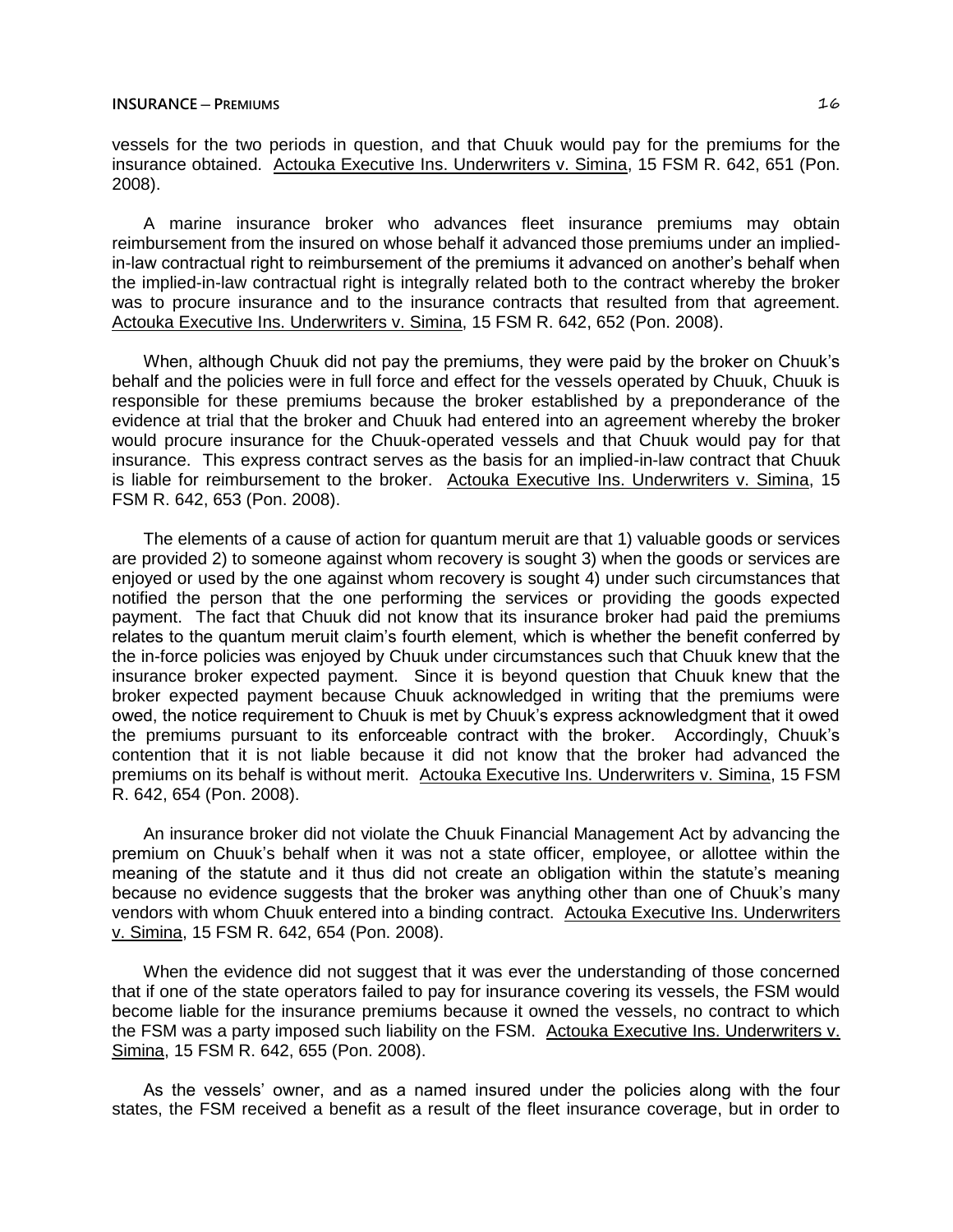vessels for the two periods in question, and that Chuuk would pay for the premiums for the insurance obtained. Actouka Executive Ins. Underwriters v. Simina, 15 FSM R. 642, 651 (Pon. 2008).

A marine insurance broker who advances fleet insurance premiums may obtain reimbursement from the insured on whose behalf it advanced those premiums under an implied-in-law contractual right to reimbursement of the premiums it advanced on another's behalf when the implied-in-law contractual right is integrally related both to the contract whereby the broker was to procure insurance and to the insurance contracts that resulted from that agreement. Actouka Executive Ins. Underwriters v. Simina, 15 FSM R. 642, 652 (Pon. 2008).

When, although Chuuk did not pay the premiums, they were paid by the broker on Chuuk's behalf and the policies were in full force and effect for the vessels operated by Chuuk, Chuuk is responsible for these premiums because the broker established by a preponderance of the evidence at trial that the broker and Chuuk had entered into an agreement whereby the broker would procure insurance for the Chuuk-operated vessels and that Chuuk would pay for that insurance. This express contract serves as the basis for an implied-in-law contract that Chuuk is liable for reimbursement to the broker. Actouka Executive Ins. Underwriters v. Simina, 15 FSM R. 642, 653 (Pon. 2008).

The elements of a cause of action for quantum meruit are that 1) valuable goods or services are provided 2) to someone against whom recovery is sought 3) when the goods or services are enjoyed or used by the one against whom recovery is sought 4) under such circumstances that notified the person that the one performing the services or providing the goods expected payment. The fact that Chuuk did not know that its insurance broker had paid the premiums relates to the quantum meruit claim's fourth element, which is whether the benefit conferred by the in-force policies was enjoyed by Chuuk under circumstances such that Chuuk knew that the insurance broker expected payment. Since it is beyond question that Chuuk knew that the broker expected payment because Chuuk acknowledged in writing that the premiums were owed, the notice requirement to Chuuk is met by Chuuk's express acknowledgment that it owed the premiums pursuant to its enforceable contract with the broker. Accordingly, Chuuk's contention that it is not liable because it did not know that the broker had advanced the premiums on its behalf is without merit. Actouka Executive Ins. Underwriters v. Simina, 15 FSM R. 642, 654 (Pon. 2008).

An insurance broker did not violate the Chuuk Financial Management Act by advancing the premium on Chuuk's behalf when it was not a state officer, employee, or allottee within the meaning of the statute and it thus did not create an obligation within the statute's meaning because no evidence suggests that the broker was anything other than one of Chuuk's many vendors with whom Chuuk entered into a binding contract. Actouka Executive Ins. Underwriters v. Simina, 15 FSM R. 642, 654 (Pon. 2008).

When the evidence did not suggest that it was ever the understanding of those concerned that if one of the state operators failed to pay for insurance covering its vessels, the FSM would become liable for the insurance premiums because it owned the vessels, no contract to which the FSM was a party imposed such liability on the FSM. Actouka Executive Ins. Underwriters v. Simina, 15 FSM R. 642, 655 (Pon. 2008).

As the vessels' owner, and as a named insured under the policies along with the four states, the FSM received a benefit as a result of the fleet insurance coverage, but in order to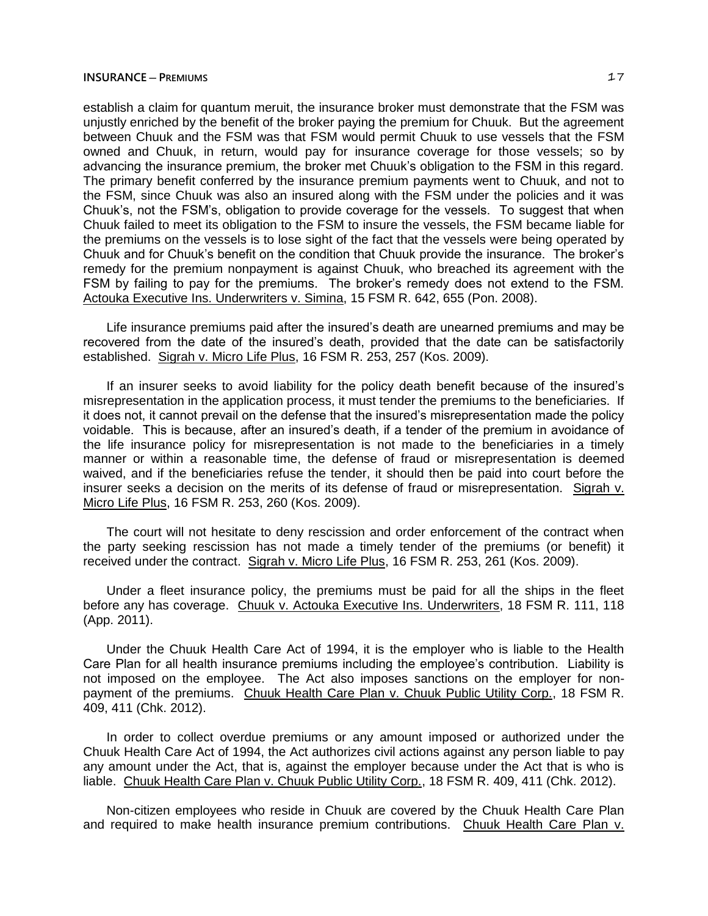establish a claim for quantum meruit, the insurance broker must demonstrate that the FSM was unjustly enriched by the benefit of the broker paying the premium for Chuuk. But the agreement between Chuuk and the FSM was that FSM would permit Chuuk to use vessels that the FSM owned and Chuuk, in return, would pay for insurance coverage for those vessels; so by advancing the insurance premium, the broker met Chuuk's obligation to the FSM in this regard. The primary benefit conferred by the insurance premium payments went to Chuuk, and not to the FSM, since Chuuk was also an insured along with the FSM under the policies and it was Chuuk's, not the FSM's, obligation to provide coverage for the vessels. To suggest that when Chuuk failed to meet its obligation to the FSM to insure the vessels, the FSM became liable for the premiums on the vessels is to lose sight of the fact that the vessels were being operated by Chuuk and for Chuuk's benefit on the condition that Chuuk provide the insurance. The broker's remedy for the premium nonpayment is against Chuuk, who breached its agreement with the FSM by failing to pay for the premiums. The broker's remedy does not extend to the FSM. Actouka Executive Ins. Underwriters v. Simina, 15 FSM R. 642, 655 (Pon. 2008).

Life insurance premiums paid after the insured's death are unearned premiums and may be recovered from the date of the insured's death, provided that the date can be satisfactorily established. Sigrah v. Micro Life Plus, 16 FSM R. 253, 257 (Kos. 2009).

If an insurer seeks to avoid liability for the policy death benefit because of the insured's misrepresentation in the application process, it must tender the premiums to the beneficiaries. If it does not, it cannot prevail on the defense that the insured's misrepresentation made the policy voidable. This is because, after an insured's death, if a tender of the premium in avoidance of the life insurance policy for misrepresentation is not made to the beneficiaries in a timely manner or within a reasonable time, the defense of fraud or misrepresentation is deemed waived, and if the beneficiaries refuse the tender, it should then be paid into court before the insurer seeks a decision on the merits of its defense of fraud or misrepresentation. Sigrah v. Micro Life Plus, 16 FSM R. 253, 260 (Kos. 2009).

The court will not hesitate to deny rescission and order enforcement of the contract when the party seeking rescission has not made a timely tender of the premiums (or benefit) it received under the contract. Sigrah v. Micro Life Plus, 16 FSM R. 253, 261 (Kos. 2009).

Under a fleet insurance policy, the premiums must be paid for all the ships in the fleet before any has coverage. Chuuk v. Actouka Executive Ins. Underwriters, 18 FSM R. 111, 118 (App. 2011).

Under the Chuuk Health Care Act of 1994, it is the employer who is liable to the Health Care Plan for all health insurance premiums including the employee's contribution. Liability is not imposed on the employee. The Act also imposes sanctions on the employer for non-payment of the premiums. Chuuk Health Care Plan v. Chuuk Public Utility Corp., 18 FSM R. 409, 411 (Chk. 2012).

In order to collect overdue premiums or any amount imposed or authorized under the Chuuk Health Care Act of 1994, the Act authorizes civil actions against any person liable to pay any amount under the Act, that is, against the employer because under the Act that is who is liable. Chuuk Health Care Plan v. Chuuk Public Utility Corp., 18 FSM R. 409, 411 (Chk. 2012).

Non-citizen employees who reside in Chuuk are covered by the Chuuk Health Care Plan and required to make health insurance premium contributions. Chuuk Health Care Plan v.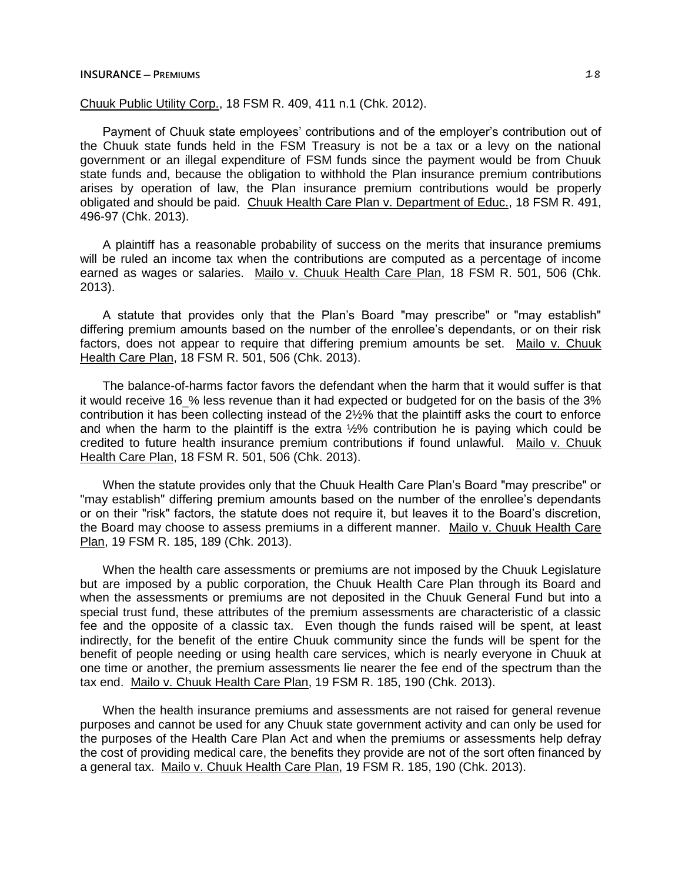Chuuk Public Utility Corp., 18 FSM R. 409, 411 n.1 (Chk. 2012).

Payment of Chuuk state employees' contributions and of the employer's contribution out of the Chuuk state funds held in the FSM Treasury is not be a tax or a levy on the national government or an illegal expenditure of FSM funds since the payment would be from Chuuk state funds and, because the obligation to withhold the Plan insurance premium contributions arises by operation of law, the Plan insurance premium contributions would be properly obligated and should be paid. Chuuk Health Care Plan v. Department of Educ., 18 FSM R. 491, 496-97 (Chk. 2013).

A plaintiff has a reasonable probability of success on the merits that insurance premiums will be ruled an income tax when the contributions are computed as a percentage of income earned as wages or salaries. Mailo v. Chuuk Health Care Plan, 18 FSM R. 501, 506 (Chk. 2013).

A statute that provides only that the Plan's Board "may prescribe" or "may establish" differing premium amounts based on the number of the enrollee's dependants, or on their risk factors, does not appear to require that differing premium amounts be set. Mailo v. Chuuk Health Care Plan, 18 FSM R. 501, 506 (Chk. 2013).

The balance-of-harms factor favors the defendant when the harm that it would suffer is that it would receive 16_% less revenue than it had expected or budgeted for on the basis of the 3% contribution it has been collecting instead of the 2½% that the plaintiff asks the court to enforce and when the harm to the plaintiff is the extra ½% contribution he is paying which could be credited to future health insurance premium contributions if found unlawful. Mailo v. Chuuk Health Care Plan, 18 FSM R. 501, 506 (Chk. 2013).

When the statute provides only that the Chuuk Health Care Plan's Board "may prescribe" or "may establish" differing premium amounts based on the number of the enrollee's dependants or on their "risk" factors, the statute does not require it, but leaves it to the Board's discretion, the Board may choose to assess premiums in a different manner. Mailo v. Chuuk Health Care Plan, 19 FSM R. 185, 189 (Chk. 2013).

When the health care assessments or premiums are not imposed by the Chuuk Legislature but are imposed by a public corporation, the Chuuk Health Care Plan through its Board and when the assessments or premiums are not deposited in the Chuuk General Fund but into a special trust fund, these attributes of the premium assessments are characteristic of a classic fee and the opposite of a classic tax. Even though the funds raised will be spent, at least indirectly, for the benefit of the entire Chuuk community since the funds will be spent for the benefit of people needing or using health care services, which is nearly everyone in Chuuk at one time or another, the premium assessments lie nearer the fee end of the spectrum than the tax end. Mailo v. Chuuk Health Care Plan, 19 FSM R. 185, 190 (Chk. 2013).

When the health insurance premiums and assessments are not raised for general revenue purposes and cannot be used for any Chuuk state government activity and can only be used for the purposes of the Health Care Plan Act and when the premiums or assessments help defray the cost of providing medical care, the benefits they provide are not of the sort often financed by a general tax. Mailo v. Chuuk Health Care Plan, 19 FSM R. 185, 190 (Chk. 2013).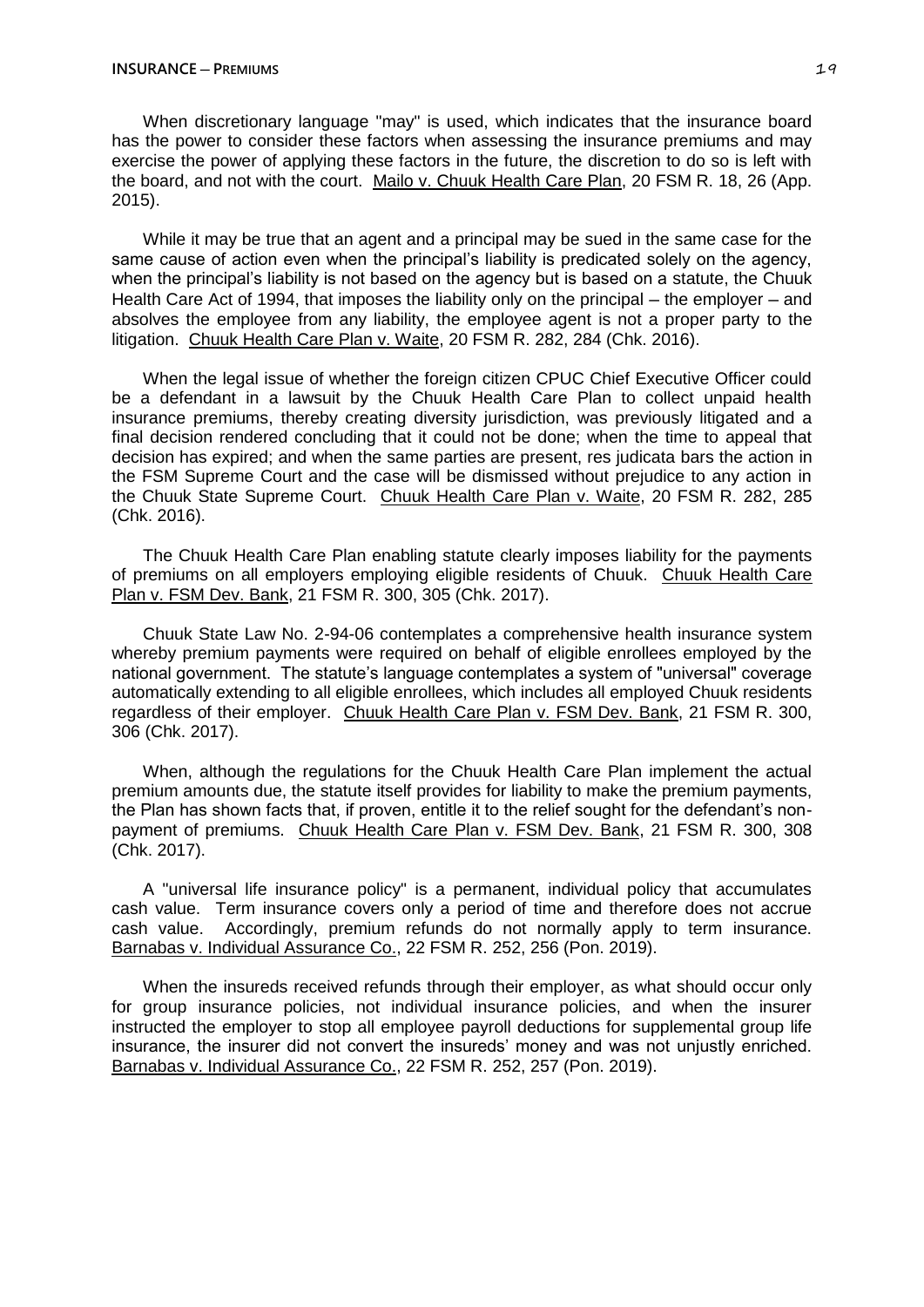When discretionary language "may" is used, which indicates that the insurance board has the power to consider these factors when assessing the insurance premiums and may exercise the power of applying these factors in the future, the discretion to do so is left with the board, and not with the court. Mailo v. Chuuk Health Care Plan, 20 FSM R. 18, 26 (App. 2015).

While it may be true that an agent and a principal may be sued in the same case for the same cause of action even when the principal's liability is predicated solely on the agency, when the principal's liability is not based on the agency but is based on a statute, the Chuuk Health Care Act of 1994, that imposes the liability only on the principal – the employer – and absolves the employee from any liability, the employee agent is not a proper party to the litigation. Chuuk Health Care Plan v. Waite, 20 FSM R. 282, 284 (Chk. 2016).

When the legal issue of whether the foreign citizen CPUC Chief Executive Officer could be a defendant in a lawsuit by the Chuuk Health Care Plan to collect unpaid health insurance premiums, thereby creating diversity jurisdiction, was previously litigated and a final decision rendered concluding that it could not be done; when the time to appeal that decision has expired; and when the same parties are present, res judicata bars the action in the FSM Supreme Court and the case will be dismissed without prejudice to any action in the Chuuk State Supreme Court. Chuuk Health Care Plan v. Waite, 20 FSM R. 282, 285 (Chk. 2016).

The Chuuk Health Care Plan enabling statute clearly imposes liability for the payments of premiums on all employers employing eligible residents of Chuuk. Chuuk Health Care Plan v. FSM Dev. Bank, 21 FSM R. 300, 305 (Chk. 2017).

Chuuk State Law No. 2-94-06 contemplates a comprehensive health insurance system whereby premium payments were required on behalf of eligible enrollees employed by the national government. The statute's language contemplates a system of "universal" coverage automatically extending to all eligible enrollees, which includes all employed Chuuk residents regardless of their employer. Chuuk Health Care Plan v. FSM Dev. Bank, 21 FSM R. 300, 306 (Chk. 2017).

When, although the regulations for the Chuuk Health Care Plan implement the actual premium amounts due, the statute itself provides for liability to make the premium payments, the Plan has shown facts that, if proven, entitle it to the relief sought for the defendant's non-payment of premiums. Chuuk Health Care Plan v. FSM Dev. Bank, 21 FSM R. 300, 308 (Chk. 2017).

A "universal life insurance policy" is a permanent, individual policy that accumulates cash value. Term insurance covers only a period of time and therefore does not accrue cash value. Accordingly, premium refunds do not normally apply to term insurance. Barnabas v. Individual Assurance Co., 22 FSM R. 252, 256 (Pon. 2019).

When the insureds received refunds through their employer, as what should occur only for group insurance policies, not individual insurance policies, and when the insurer instructed the employer to stop all employee payroll deductions for supplemental group life insurance, the insurer did not convert the insureds' money and was not unjustly enriched. Barnabas v. Individual Assurance Co., 22 FSM R. 252, 257 (Pon. 2019).